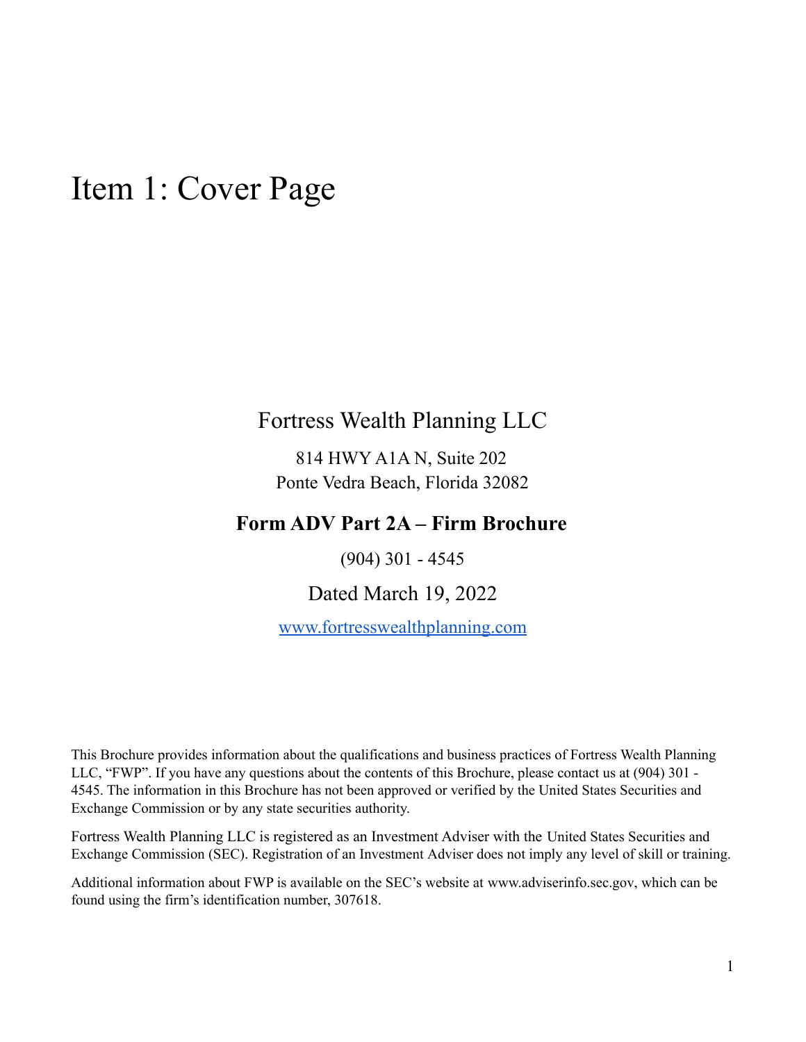# Item 1: Cover Page

Fortress Wealth Planning LLC

814 HWY A1A N, Suite 202
Ponte Vedra Beach, Florida 32082

**Form ADV Part 2A – Firm Brochure**

(904) 301 - 4545

Dated March 19, 2022

[www.fortresswealthplanning.com](http://www.fortresswealthplanning.com)

This Brochure provides information about the qualifications and business practices of Fortress Wealth Planning LLC, "FWP". If you have any questions about the contents of this Brochure, please contact us at (904) 301 - 4545. The information in this Brochure has not been approved or verified by the United States Securities and Exchange Commission or by any state securities authority.

Fortress Wealth Planning LLC is registered as an Investment Adviser with the United States Securities and Exchange Commission (SEC). Registration of an Investment Adviser does not imply any level of skill or training.

Additional information about FWP is available on the SEC's website at www.adviserinfo.sec.gov, which can be found using the firm's identification number, 307618.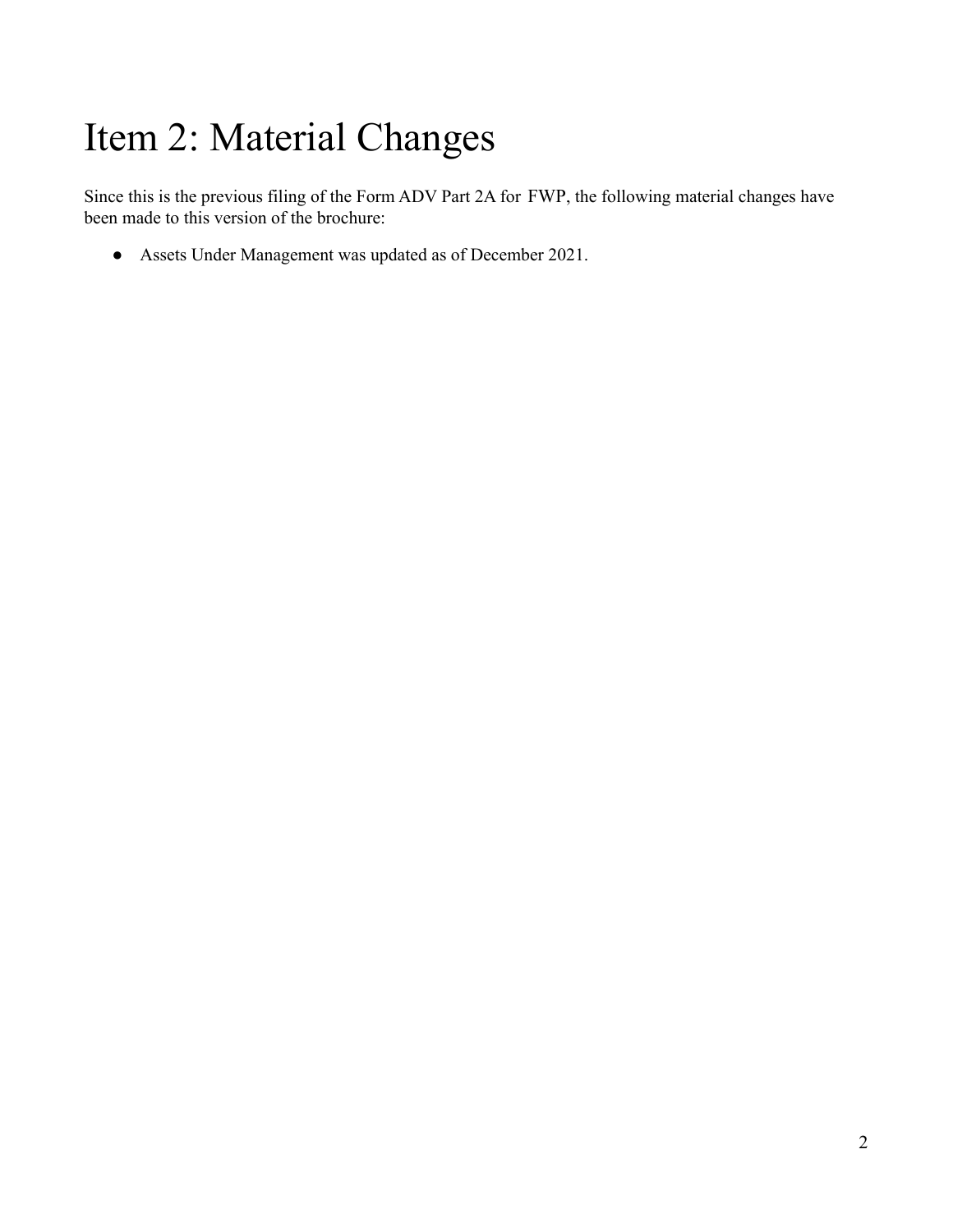# Item 2: Material Changes

Since this is the previous filing of the Form ADV Part 2A for FWP, the following material changes have been made to this version of the brochure:

- Assets Under Management was updated as of December 2021.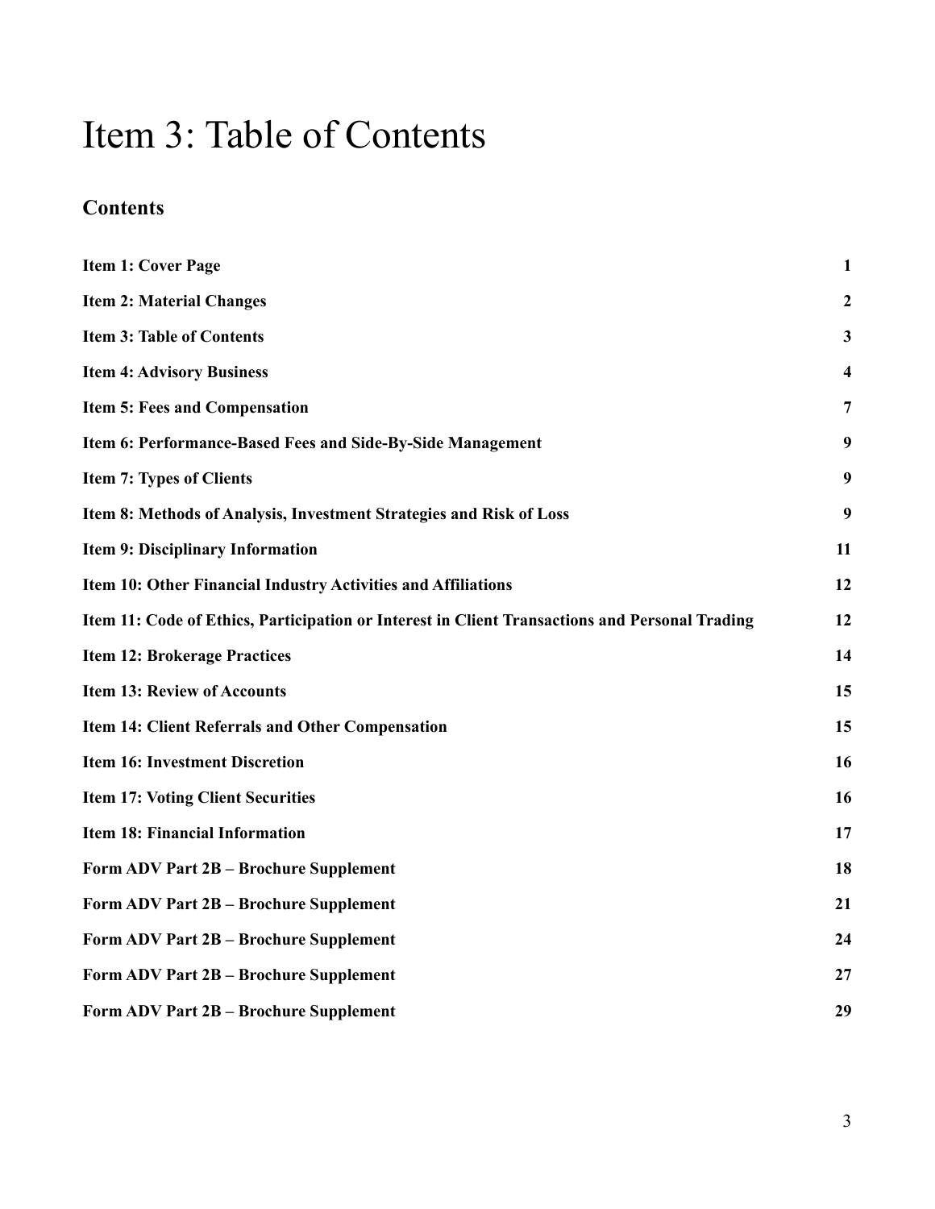# Item 3: Table of Contents

## Contents

| | |
|---|---|
| **Item 1: Cover Page** | **1** |
| **Item 2: Material Changes** | **2** |
| **Item 3: Table of Contents** | **3** |
| **Item 4: Advisory Business** | **4** |
| **Item 5: Fees and Compensation** | **7** |
| **Item 6: Performance-Based Fees and Side-By-Side Management** | **9** |
| **Item 7: Types of Clients** | **9** |
| **Item 8: Methods of Analysis, Investment Strategies and Risk of Loss** | **9** |
| **Item 9: Disciplinary Information** | **11** |
| **Item 10: Other Financial Industry Activities and Affiliations** | **12** |
| **Item 11: Code of Ethics, Participation or Interest in Client Transactions and Personal Trading** | **12** |
| **Item 12: Brokerage Practices** | **14** |
| **Item 13: Review of Accounts** | **15** |
| **Item 14: Client Referrals and Other Compensation** | **15** |
| **Item 16: Investment Discretion** | **16** |
| **Item 17: Voting Client Securities** | **16** |
| **Item 18: Financial Information** | **17** |
| **Form ADV Part 2B – Brochure Supplement** | **18** |
| **Form ADV Part 2B – Brochure Supplement** | **21** |
| **Form ADV Part 2B – Brochure Supplement** | **24** |
| **Form ADV Part 2B – Brochure Supplement** | **27** |
| **Form ADV Part 2B – Brochure Supplement** | **29** |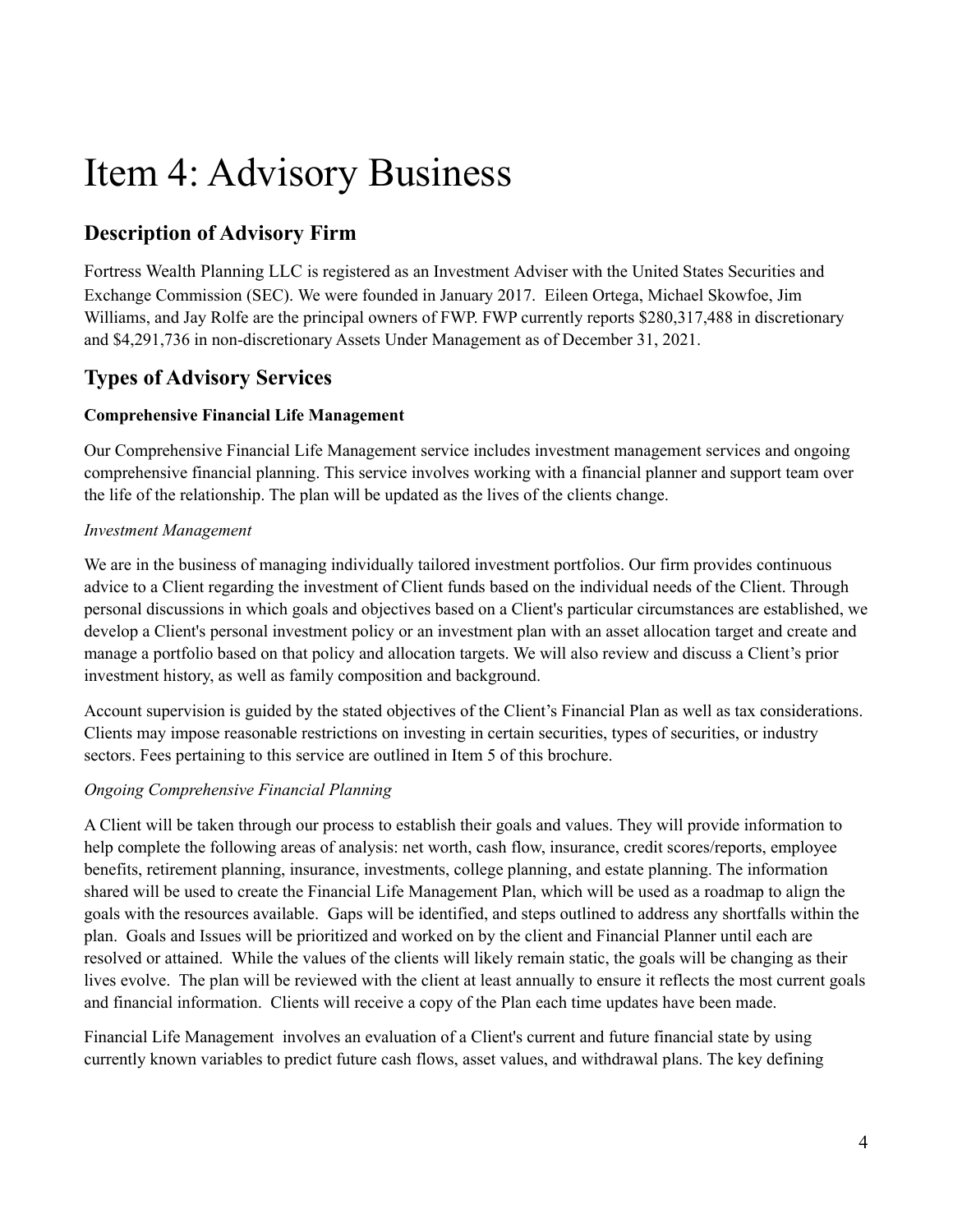# Item 4: Advisory Business

## Description of Advisory Firm

Fortress Wealth Planning LLC is registered as an Investment Adviser with the United States Securities and Exchange Commission (SEC). We were founded in January 2017. Eileen Ortega, Michael Skowfoe, Jim Williams, and Jay Rolfe are the principal owners of FWP. FWP currently reports $280,317,488 in discretionary and $4,291,736 in non-discretionary Assets Under Management as of December 31, 2021.

## Types of Advisory Services

**Comprehensive Financial Life Management**

Our Comprehensive Financial Life Management service includes investment management services and ongoing comprehensive financial planning. This service involves working with a financial planner and support team over the life of the relationship. The plan will be updated as the lives of the clients change.

*Investment Management*

We are in the business of managing individually tailored investment portfolios. Our firm provides continuous advice to a Client regarding the investment of Client funds based on the individual needs of the Client. Through personal discussions in which goals and objectives based on a Client's particular circumstances are established, we develop a Client's personal investment policy or an investment plan with an asset allocation target and create and manage a portfolio based on that policy and allocation targets. We will also review and discuss a Client's prior investment history, as well as family composition and background.

Account supervision is guided by the stated objectives of the Client's Financial Plan as well as tax considerations. Clients may impose reasonable restrictions on investing in certain securities, types of securities, or industry sectors. Fees pertaining to this service are outlined in Item 5 of this brochure.

*Ongoing Comprehensive Financial Planning*

A Client will be taken through our process to establish their goals and values. They will provide information to help complete the following areas of analysis: net worth, cash flow, insurance, credit scores/reports, employee benefits, retirement planning, insurance, investments, college planning, and estate planning. The information shared will be used to create the Financial Life Management Plan, which will be used as a roadmap to align the goals with the resources available. Gaps will be identified, and steps outlined to address any shortfalls within the plan. Goals and Issues will be prioritized and worked on by the client and Financial Planner until each are resolved or attained. While the values of the clients will likely remain static, the goals will be changing as their lives evolve. The plan will be reviewed with the client at least annually to ensure it reflects the most current goals and financial information. Clients will receive a copy of the Plan each time updates have been made.

Financial Life Management involves an evaluation of a Client's current and future financial state by using currently known variables to predict future cash flows, asset values, and withdrawal plans. The key defining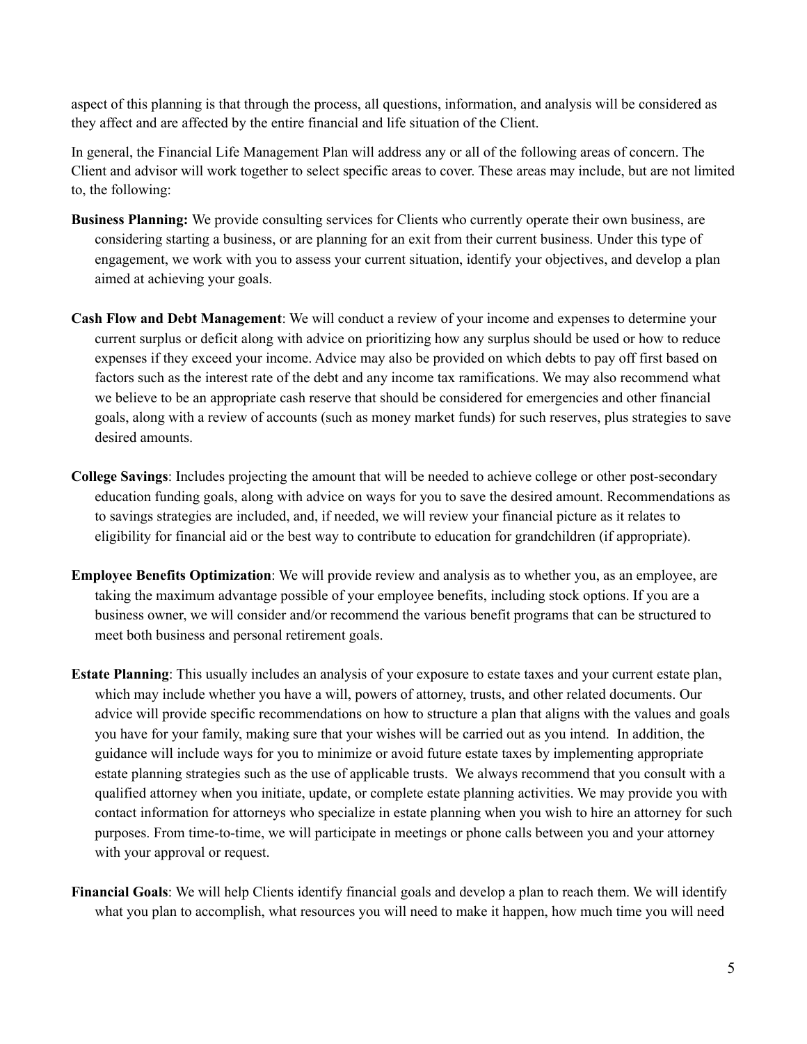aspect of this planning is that through the process, all questions, information, and analysis will be considered as they affect and are affected by the entire financial and life situation of the Client.

In general, the Financial Life Management Plan will address any or all of the following areas of concern. The Client and advisor will work together to select specific areas to cover. These areas may include, but are not limited to, the following:

**Business Planning:** We provide consulting services for Clients who currently operate their own business, are considering starting a business, or are planning for an exit from their current business. Under this type of engagement, we work with you to assess your current situation, identify your objectives, and develop a plan aimed at achieving your goals.

**Cash Flow and Debt Management**: We will conduct a review of your income and expenses to determine your current surplus or deficit along with advice on prioritizing how any surplus should be used or how to reduce expenses if they exceed your income. Advice may also be provided on which debts to pay off first based on factors such as the interest rate of the debt and any income tax ramifications. We may also recommend what we believe to be an appropriate cash reserve that should be considered for emergencies and other financial goals, along with a review of accounts (such as money market funds) for such reserves, plus strategies to save desired amounts.

**College Savings**: Includes projecting the amount that will be needed to achieve college or other post-secondary education funding goals, along with advice on ways for you to save the desired amount. Recommendations as to savings strategies are included, and, if needed, we will review your financial picture as it relates to eligibility for financial aid or the best way to contribute to education for grandchildren (if appropriate).

**Employee Benefits Optimization**: We will provide review and analysis as to whether you, as an employee, are taking the maximum advantage possible of your employee benefits, including stock options. If you are a business owner, we will consider and/or recommend the various benefit programs that can be structured to meet both business and personal retirement goals.

**Estate Planning**: This usually includes an analysis of your exposure to estate taxes and your current estate plan, which may include whether you have a will, powers of attorney, trusts, and other related documents. Our advice will provide specific recommendations on how to structure a plan that aligns with the values and goals you have for your family, making sure that your wishes will be carried out as you intend. In addition, the guidance will include ways for you to minimize or avoid future estate taxes by implementing appropriate estate planning strategies such as the use of applicable trusts. We always recommend that you consult with a qualified attorney when you initiate, update, or complete estate planning activities. We may provide you with contact information for attorneys who specialize in estate planning when you wish to hire an attorney for such purposes. From time-to-time, we will participate in meetings or phone calls between you and your attorney with your approval or request.

**Financial Goals**: We will help Clients identify financial goals and develop a plan to reach them. We will identify what you plan to accomplish, what resources you will need to make it happen, how much time you will need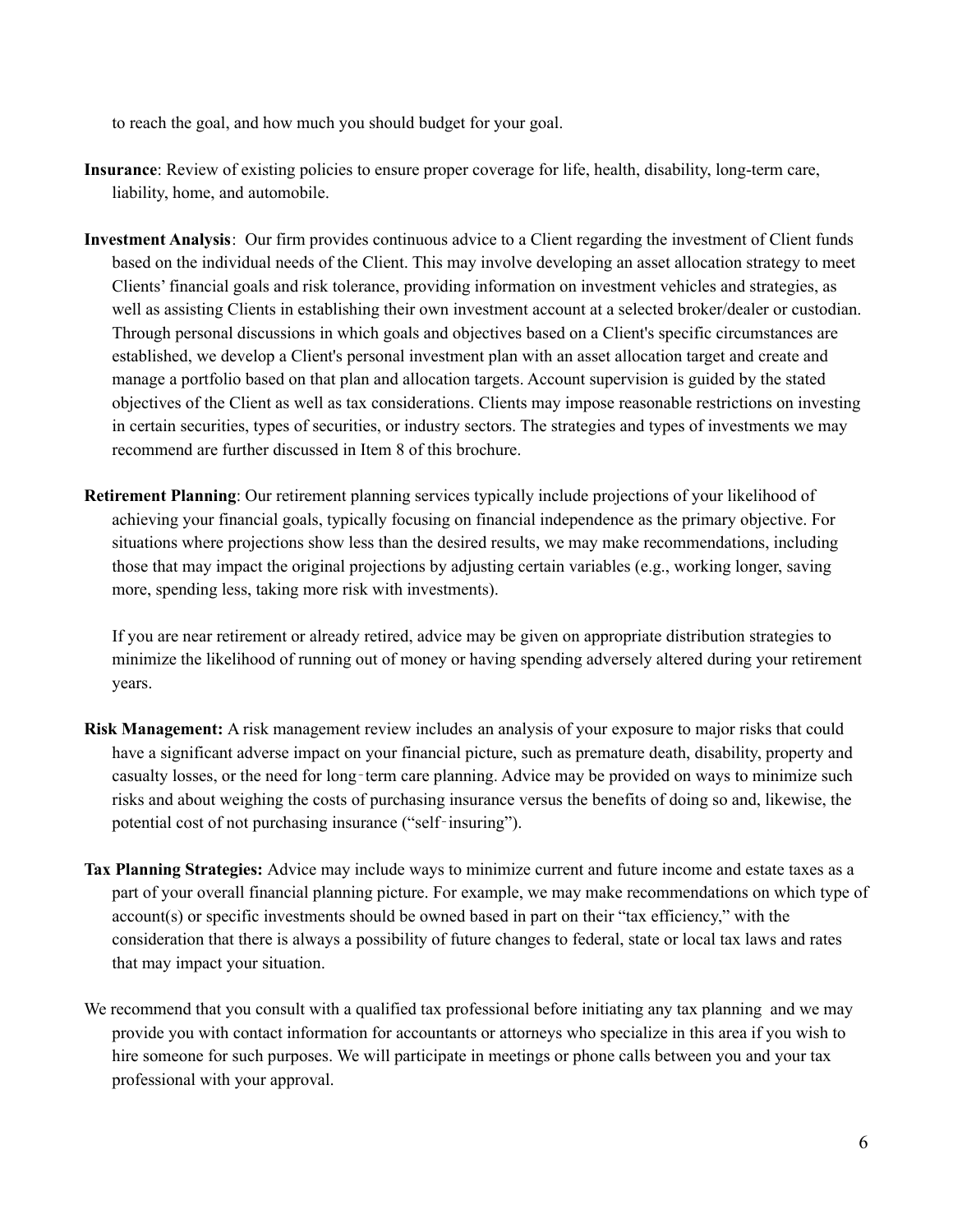to reach the goal, and how much you should budget for your goal.

**Insurance**: Review of existing policies to ensure proper coverage for life, health, disability, long-term care, liability, home, and automobile.

**Investment Analysis**: Our firm provides continuous advice to a Client regarding the investment of Client funds based on the individual needs of the Client. This may involve developing an asset allocation strategy to meet Clients' financial goals and risk tolerance, providing information on investment vehicles and strategies, as well as assisting Clients in establishing their own investment account at a selected broker/dealer or custodian. Through personal discussions in which goals and objectives based on a Client's specific circumstances are established, we develop a Client's personal investment plan with an asset allocation target and create and manage a portfolio based on that plan and allocation targets. Account supervision is guided by the stated objectives of the Client as well as tax considerations. Clients may impose reasonable restrictions on investing in certain securities, types of securities, or industry sectors. The strategies and types of investments we may recommend are further discussed in Item 8 of this brochure.

**Retirement Planning**: Our retirement planning services typically include projections of your likelihood of achieving your financial goals, typically focusing on financial independence as the primary objective. For situations where projections show less than the desired results, we may make recommendations, including those that may impact the original projections by adjusting certain variables (e.g., working longer, saving more, spending less, taking more risk with investments).

If you are near retirement or already retired, advice may be given on appropriate distribution strategies to minimize the likelihood of running out of money or having spending adversely altered during your retirement years.

**Risk Management:** A risk management review includes an analysis of your exposure to major risks that could have a significant adverse impact on your financial picture, such as premature death, disability, property and casualty losses, or the need for long‑term care planning. Advice may be provided on ways to minimize such risks and about weighing the costs of purchasing insurance versus the benefits of doing so and, likewise, the potential cost of not purchasing insurance ("self‑insuring").

**Tax Planning Strategies:** Advice may include ways to minimize current and future income and estate taxes as a part of your overall financial planning picture. For example, we may make recommendations on which type of account(s) or specific investments should be owned based in part on their "tax efficiency," with the consideration that there is always a possibility of future changes to federal, state or local tax laws and rates that may impact your situation.

We recommend that you consult with a qualified tax professional before initiating any tax planning and we may provide you with contact information for accountants or attorneys who specialize in this area if you wish to hire someone for such purposes. We will participate in meetings or phone calls between you and your tax professional with your approval.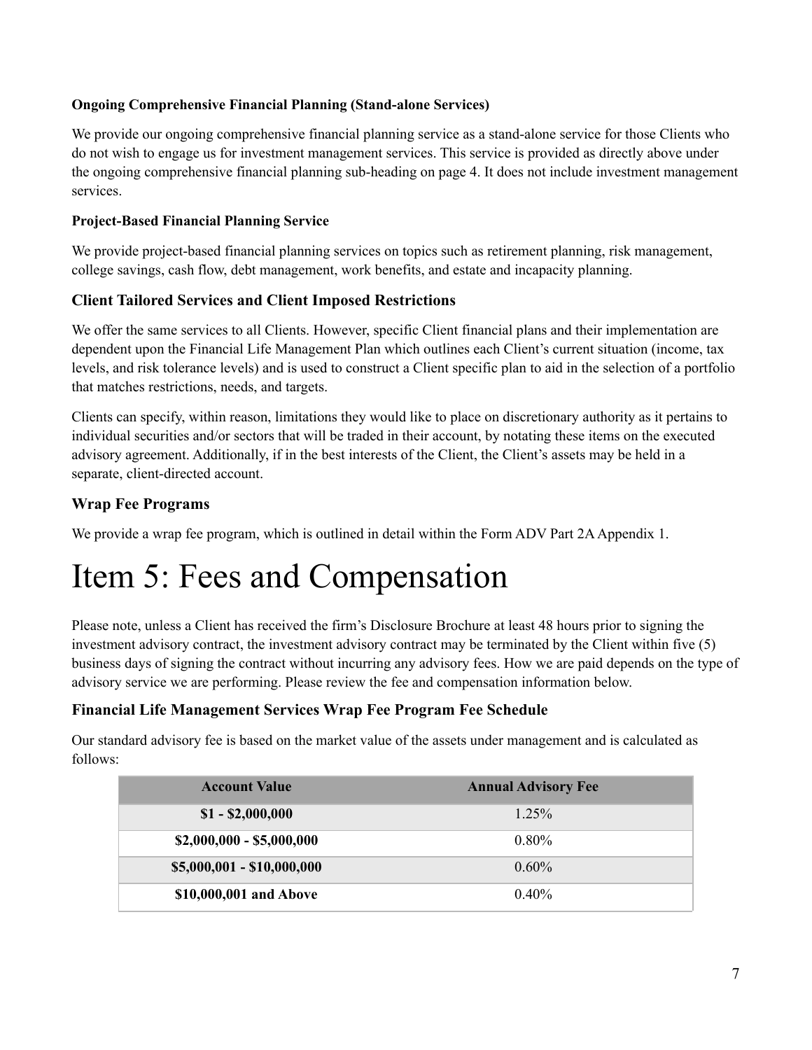**Ongoing Comprehensive Financial Planning (Stand-alone Services)**

We provide our ongoing comprehensive financial planning service as a stand-alone service for those Clients who do not wish to engage us for investment management services. This service is provided as directly above under the ongoing comprehensive financial planning sub-heading on page 4. It does not include investment management services.

**Project-Based Financial Planning Service**

We provide project-based financial planning services on topics such as retirement planning, risk management, college savings, cash flow, debt management, work benefits, and estate and incapacity planning.

### Client Tailored Services and Client Imposed Restrictions

We offer the same services to all Clients. However, specific Client financial plans and their implementation are dependent upon the Financial Life Management Plan which outlines each Client's current situation (income, tax levels, and risk tolerance levels) and is used to construct a Client specific plan to aid in the selection of a portfolio that matches restrictions, needs, and targets.

Clients can specify, within reason, limitations they would like to place on discretionary authority as it pertains to individual securities and/or sectors that will be traded in their account, by notating these items on the executed advisory agreement. Additionally, if in the best interests of the Client, the Client's assets may be held in a separate, client-directed account.

### Wrap Fee Programs

We provide a wrap fee program, which is outlined in detail within the Form ADV Part 2A Appendix 1.

# Item 5: Fees and Compensation

Please note, unless a Client has received the firm's Disclosure Brochure at least 48 hours prior to signing the investment advisory contract, the investment advisory contract may be terminated by the Client within five (5) business days of signing the contract without incurring any advisory fees. How we are paid depends on the type of advisory service we are performing. Please review the fee and compensation information below.

### Financial Life Management Services Wrap Fee Program Fee Schedule

Our standard advisory fee is based on the market value of the assets under management and is calculated as follows:

| Account Value | Annual Advisory Fee |
| --- | --- |
| $1 - $2,000,000 | 1.25% |
| $2,000,000 - $5,000,000 | 0.80% |
| $5,000,001 - $10,000,000 | 0.60% |
| $10,000,001 and Above | 0.40% |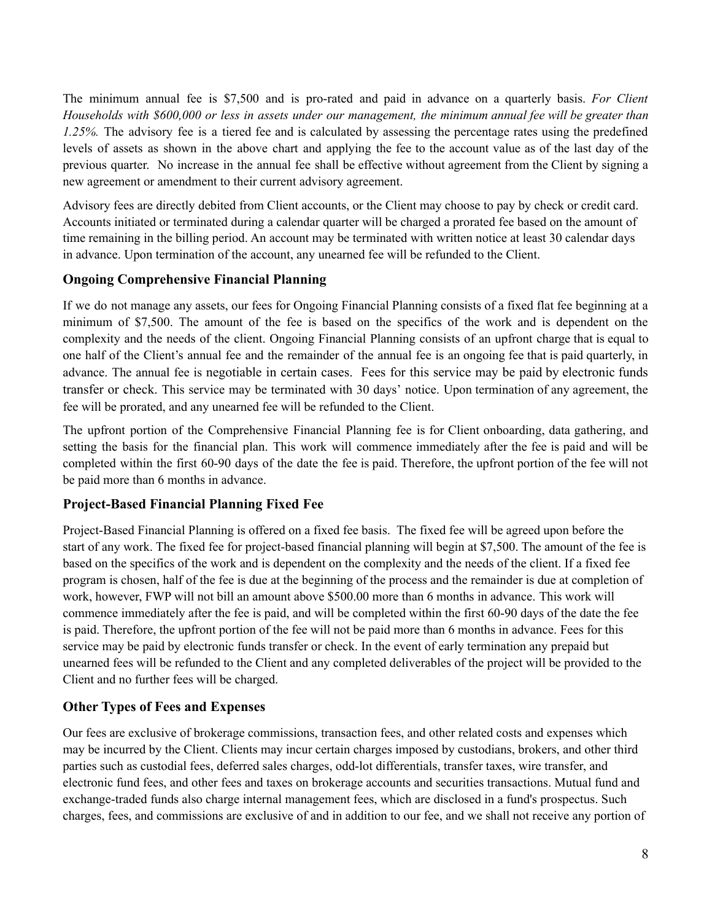The minimum annual fee is $7,500 and is pro-rated and paid in advance on a quarterly basis. *For Client Households with $600,000 or less in assets under our management, the minimum annual fee will be greater than 1.25%.* The advisory fee is a tiered fee and is calculated by assessing the percentage rates using the predefined levels of assets as shown in the above chart and applying the fee to the account value as of the last day of the previous quarter. No increase in the annual fee shall be effective without agreement from the Client by signing a new agreement or amendment to their current advisory agreement.

Advisory fees are directly debited from Client accounts, or the Client may choose to pay by check or credit card. Accounts initiated or terminated during a calendar quarter will be charged a prorated fee based on the amount of time remaining in the billing period. An account may be terminated with written notice at least 30 calendar days in advance. Upon termination of the account, any unearned fee will be refunded to the Client.

### Ongoing Comprehensive Financial Planning

If we do not manage any assets, our fees for Ongoing Financial Planning consists of a fixed flat fee beginning at a minimum of $7,500. The amount of the fee is based on the specifics of the work and is dependent on the complexity and the needs of the client. Ongoing Financial Planning consists of an upfront charge that is equal to one half of the Client's annual fee and the remainder of the annual fee is an ongoing fee that is paid quarterly, in advance. The annual fee is negotiable in certain cases. Fees for this service may be paid by electronic funds transfer or check. This service may be terminated with 30 days' notice. Upon termination of any agreement, the fee will be prorated, and any unearned fee will be refunded to the Client.

The upfront portion of the Comprehensive Financial Planning fee is for Client onboarding, data gathering, and setting the basis for the financial plan. This work will commence immediately after the fee is paid and will be completed within the first 60-90 days of the date the fee is paid. Therefore, the upfront portion of the fee will not be paid more than 6 months in advance.

### Project-Based Financial Planning Fixed Fee

Project-Based Financial Planning is offered on a fixed fee basis. The fixed fee will be agreed upon before the start of any work. The fixed fee for project-based financial planning will begin at $7,500. The amount of the fee is based on the specifics of the work and is dependent on the complexity and the needs of the client. If a fixed fee program is chosen, half of the fee is due at the beginning of the process and the remainder is due at completion of work, however, FWP will not bill an amount above $500.00 more than 6 months in advance. This work will commence immediately after the fee is paid, and will be completed within the first 60-90 days of the date the fee is paid. Therefore, the upfront portion of the fee will not be paid more than 6 months in advance. Fees for this service may be paid by electronic funds transfer or check. In the event of early termination any prepaid but unearned fees will be refunded to the Client and any completed deliverables of the project will be provided to the Client and no further fees will be charged.

### Other Types of Fees and Expenses

Our fees are exclusive of brokerage commissions, transaction fees, and other related costs and expenses which may be incurred by the Client. Clients may incur certain charges imposed by custodians, brokers, and other third parties such as custodial fees, deferred sales charges, odd-lot differentials, transfer taxes, wire transfer, and electronic fund fees, and other fees and taxes on brokerage accounts and securities transactions. Mutual fund and exchange-traded funds also charge internal management fees, which are disclosed in a fund's prospectus. Such charges, fees, and commissions are exclusive of and in addition to our fee, and we shall not receive any portion of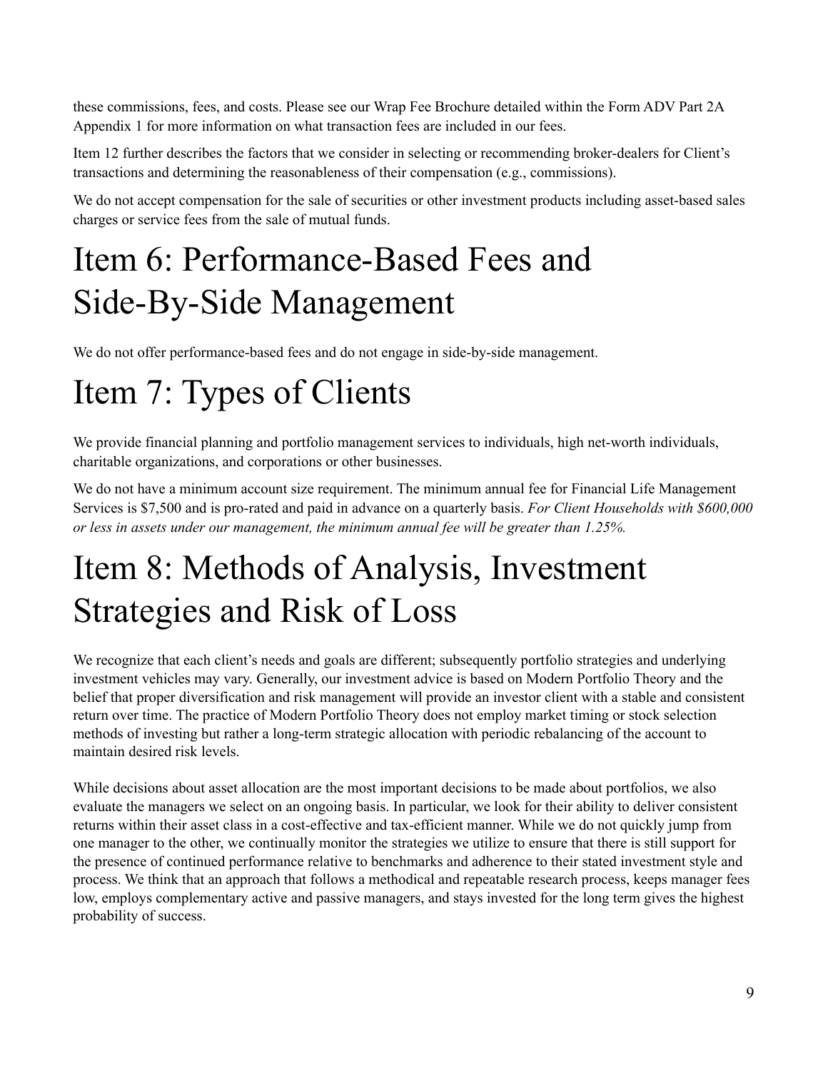these commissions, fees, and costs. Please see our Wrap Fee Brochure detailed within the Form ADV Part 2A Appendix 1 for more information on what transaction fees are included in our fees.

Item 12 further describes the factors that we consider in selecting or recommending broker-dealers for Client's transactions and determining the reasonableness of their compensation (e.g., commissions).

We do not accept compensation for the sale of securities or other investment products including asset-based sales charges or service fees from the sale of mutual funds.

# Item 6: Performance-Based Fees and Side-By-Side Management

We do not offer performance-based fees and do not engage in side-by-side management.

# Item 7: Types of Clients

We provide financial planning and portfolio management services to individuals, high net-worth individuals, charitable organizations, and corporations or other businesses.

We do not have a minimum account size requirement. The minimum annual fee for Financial Life Management Services is $7,500 and is pro-rated and paid in advance on a quarterly basis. *For Client Households with $600,000 or less in assets under our management, the minimum annual fee will be greater than 1.25%.*

# Item 8: Methods of Analysis, Investment Strategies and Risk of Loss

We recognize that each client's needs and goals are different; subsequently portfolio strategies and underlying investment vehicles may vary. Generally, our investment advice is based on Modern Portfolio Theory and the belief that proper diversification and risk management will provide an investor client with a stable and consistent return over time. The practice of Modern Portfolio Theory does not employ market timing or stock selection methods of investing but rather a long-term strategic allocation with periodic rebalancing of the account to maintain desired risk levels.

While decisions about asset allocation are the most important decisions to be made about portfolios, we also evaluate the managers we select on an ongoing basis. In particular, we look for their ability to deliver consistent returns within their asset class in a cost-effective and tax-efficient manner. While we do not quickly jump from one manager to the other, we continually monitor the strategies we utilize to ensure that there is still support for the presence of continued performance relative to benchmarks and adherence to their stated investment style and process. We think that an approach that follows a methodical and repeatable research process, keeps manager fees low, employs complementary active and passive managers, and stays invested for the long term gives the highest probability of success.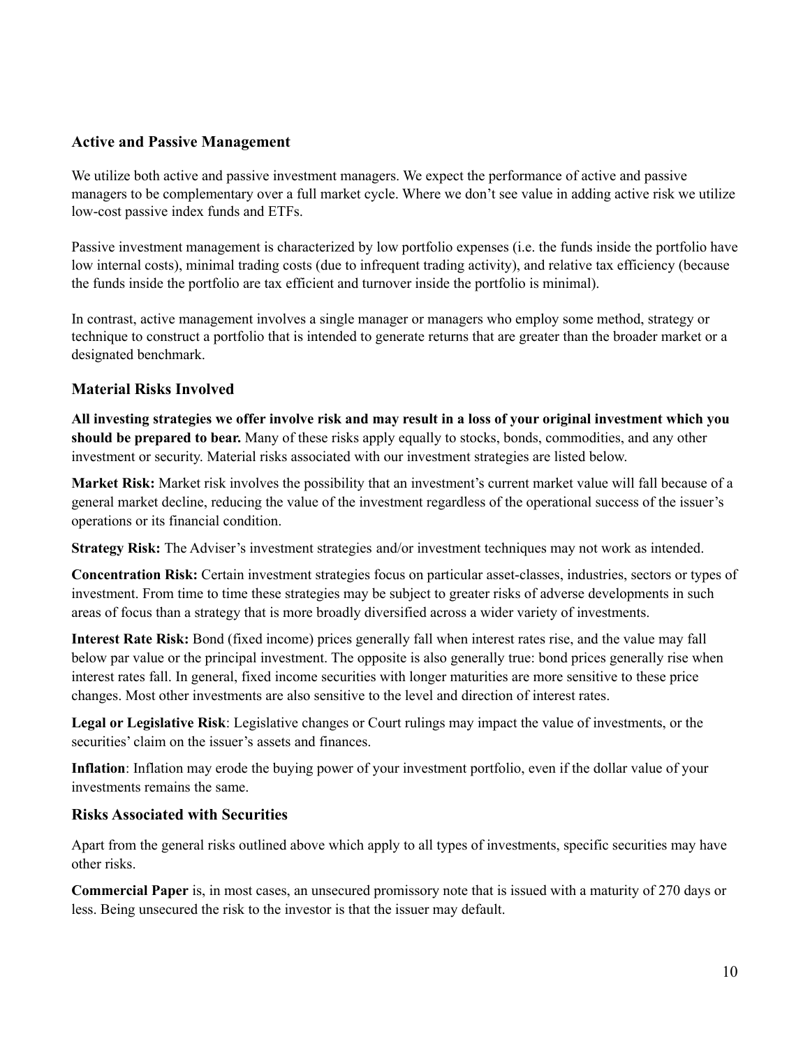### Active and Passive Management

We utilize both active and passive investment managers. We expect the performance of active and passive managers to be complementary over a full market cycle. Where we don't see value in adding active risk we utilize low-cost passive index funds and ETFs.

Passive investment management is characterized by low portfolio expenses (i.e. the funds inside the portfolio have low internal costs), minimal trading costs (due to infrequent trading activity), and relative tax efficiency (because the funds inside the portfolio are tax efficient and turnover inside the portfolio is minimal).

In contrast, active management involves a single manager or managers who employ some method, strategy or technique to construct a portfolio that is intended to generate returns that are greater than the broader market or a designated benchmark.

### Material Risks Involved

**All investing strategies we offer involve risk and may result in a loss of your original investment which you should be prepared to bear.** Many of these risks apply equally to stocks, bonds, commodities, and any other investment or security. Material risks associated with our investment strategies are listed below.

**Market Risk:** Market risk involves the possibility that an investment's current market value will fall because of a general market decline, reducing the value of the investment regardless of the operational success of the issuer's operations or its financial condition.

**Strategy Risk:** The Adviser's investment strategies and/or investment techniques may not work as intended.

**Concentration Risk:** Certain investment strategies focus on particular asset-classes, industries, sectors or types of investment. From time to time these strategies may be subject to greater risks of adverse developments in such areas of focus than a strategy that is more broadly diversified across a wider variety of investments.

**Interest Rate Risk:** Bond (fixed income) prices generally fall when interest rates rise, and the value may fall below par value or the principal investment. The opposite is also generally true: bond prices generally rise when interest rates fall. In general, fixed income securities with longer maturities are more sensitive to these price changes. Most other investments are also sensitive to the level and direction of interest rates.

**Legal or Legislative Risk**: Legislative changes or Court rulings may impact the value of investments, or the securities' claim on the issuer's assets and finances.

**Inflation**: Inflation may erode the buying power of your investment portfolio, even if the dollar value of your investments remains the same.

### Risks Associated with Securities

Apart from the general risks outlined above which apply to all types of investments, specific securities may have other risks.

**Commercial Paper** is, in most cases, an unsecured promissory note that is issued with a maturity of 270 days or less. Being unsecured the risk to the investor is that the issuer may default.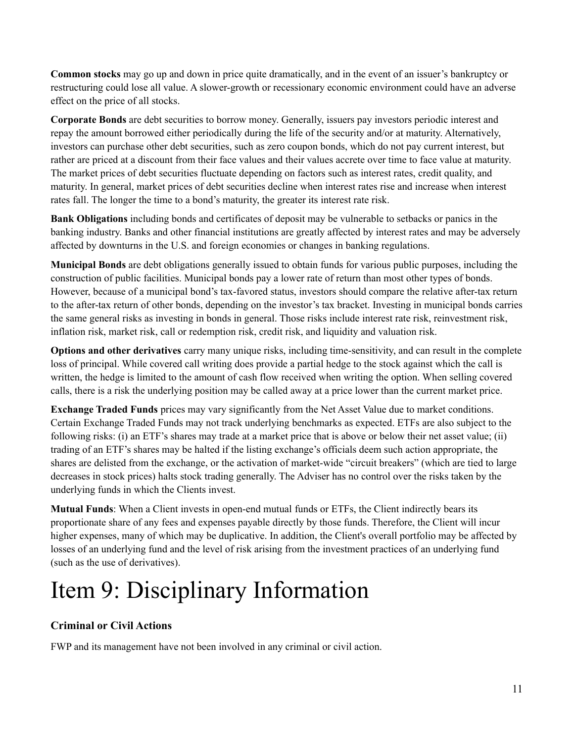**Common stocks** may go up and down in price quite dramatically, and in the event of an issuer's bankruptcy or restructuring could lose all value. A slower-growth or recessionary economic environment could have an adverse effect on the price of all stocks.

**Corporate Bonds** are debt securities to borrow money. Generally, issuers pay investors periodic interest and repay the amount borrowed either periodically during the life of the security and/or at maturity. Alternatively, investors can purchase other debt securities, such as zero coupon bonds, which do not pay current interest, but rather are priced at a discount from their face values and their values accrete over time to face value at maturity. The market prices of debt securities fluctuate depending on factors such as interest rates, credit quality, and maturity. In general, market prices of debt securities decline when interest rates rise and increase when interest rates fall. The longer the time to a bond's maturity, the greater its interest rate risk.

**Bank Obligations** including bonds and certificates of deposit may be vulnerable to setbacks or panics in the banking industry. Banks and other financial institutions are greatly affected by interest rates and may be adversely affected by downturns in the U.S. and foreign economies or changes in banking regulations.

**Municipal Bonds** are debt obligations generally issued to obtain funds for various public purposes, including the construction of public facilities. Municipal bonds pay a lower rate of return than most other types of bonds. However, because of a municipal bond's tax-favored status, investors should compare the relative after-tax return to the after-tax return of other bonds, depending on the investor's tax bracket. Investing in municipal bonds carries the same general risks as investing in bonds in general. Those risks include interest rate risk, reinvestment risk, inflation risk, market risk, call or redemption risk, credit risk, and liquidity and valuation risk.

**Options and other derivatives** carry many unique risks, including time-sensitivity, and can result in the complete loss of principal. While covered call writing does provide a partial hedge to the stock against which the call is written, the hedge is limited to the amount of cash flow received when writing the option. When selling covered calls, there is a risk the underlying position may be called away at a price lower than the current market price.

**Exchange Traded Funds** prices may vary significantly from the Net Asset Value due to market conditions. Certain Exchange Traded Funds may not track underlying benchmarks as expected. ETFs are also subject to the following risks: (i) an ETF's shares may trade at a market price that is above or below their net asset value; (ii) trading of an ETF's shares may be halted if the listing exchange's officials deem such action appropriate, the shares are delisted from the exchange, or the activation of market-wide "circuit breakers" (which are tied to large decreases in stock prices) halts stock trading generally. The Adviser has no control over the risks taken by the underlying funds in which the Clients invest.

**Mutual Funds**: When a Client invests in open-end mutual funds or ETFs, the Client indirectly bears its proportionate share of any fees and expenses payable directly by those funds. Therefore, the Client will incur higher expenses, many of which may be duplicative. In addition, the Client's overall portfolio may be affected by losses of an underlying fund and the level of risk arising from the investment practices of an underlying fund (such as the use of derivatives).

# Item 9: Disciplinary Information

### Criminal or Civil Actions

FWP and its management have not been involved in any criminal or civil action.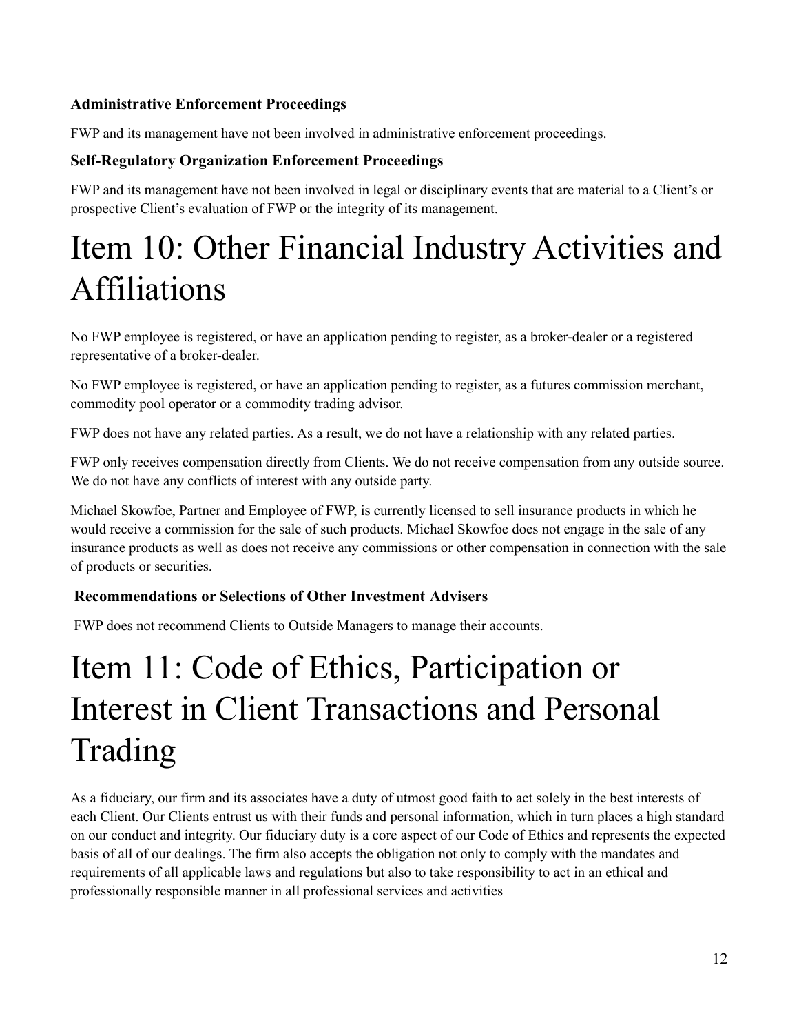### Administrative Enforcement Proceedings

FWP and its management have not been involved in administrative enforcement proceedings.

### Self-Regulatory Organization Enforcement Proceedings

FWP and its management have not been involved in legal or disciplinary events that are material to a Client's or prospective Client's evaluation of FWP or the integrity of its management.

# Item 10: Other Financial Industry Activities and Affiliations

No FWP employee is registered, or have an application pending to register, as a broker-dealer or a registered representative of a broker-dealer.

No FWP employee is registered, or have an application pending to register, as a futures commission merchant, commodity pool operator or a commodity trading advisor.

FWP does not have any related parties. As a result, we do not have a relationship with any related parties.

FWP only receives compensation directly from Clients. We do not receive compensation from any outside source. We do not have any conflicts of interest with any outside party.

Michael Skowfoe, Partner and Employee of FWP, is currently licensed to sell insurance products in which he would receive a commission for the sale of such products. Michael Skowfoe does not engage in the sale of any insurance products as well as does not receive any commissions or other compensation in connection with the sale of products or securities.

### Recommendations or Selections of Other Investment Advisers

FWP does not recommend Clients to Outside Managers to manage their accounts.

# Item 11: Code of Ethics, Participation or Interest in Client Transactions and Personal Trading

As a fiduciary, our firm and its associates have a duty of utmost good faith to act solely in the best interests of each Client. Our Clients entrust us with their funds and personal information, which in turn places a high standard on our conduct and integrity. Our fiduciary duty is a core aspect of our Code of Ethics and represents the expected basis of all of our dealings. The firm also accepts the obligation not only to comply with the mandates and requirements of all applicable laws and regulations but also to take responsibility to act in an ethical and professionally responsible manner in all professional services and activities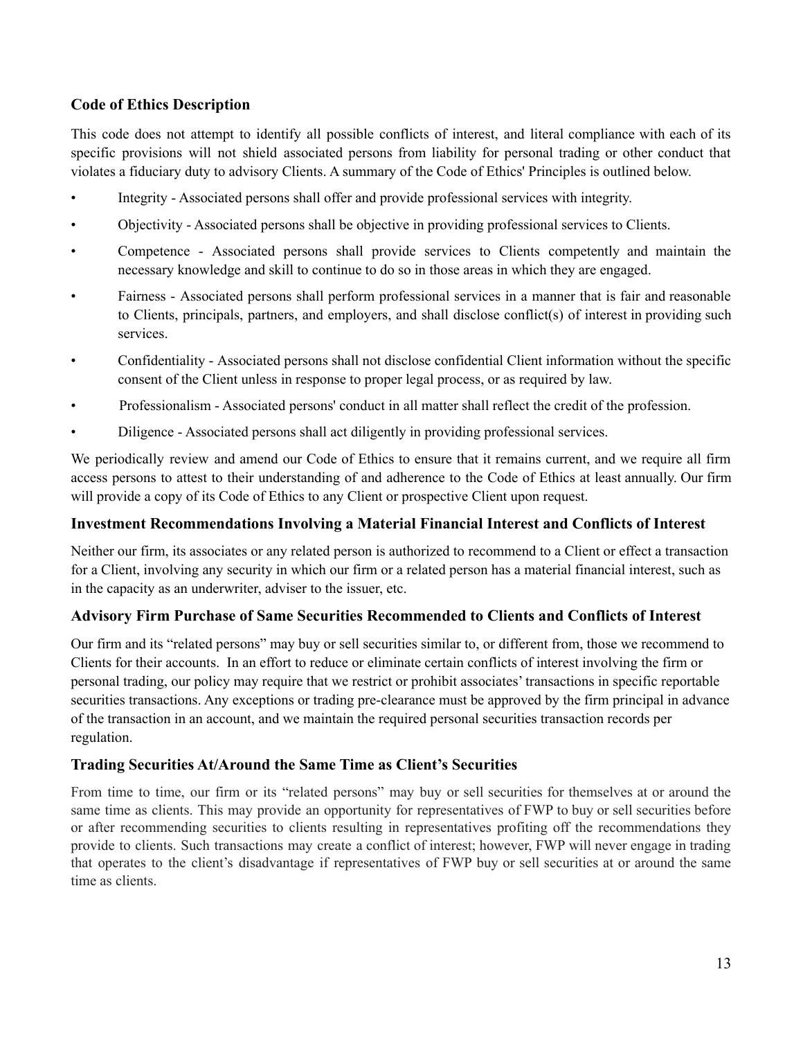### Code of Ethics Description

This code does not attempt to identify all possible conflicts of interest, and literal compliance with each of its specific provisions will not shield associated persons from liability for personal trading or other conduct that violates a fiduciary duty to advisory Clients. A summary of the Code of Ethics' Principles is outlined below.

- Integrity - Associated persons shall offer and provide professional services with integrity.
- Objectivity - Associated persons shall be objective in providing professional services to Clients.
- Competence - Associated persons shall provide services to Clients competently and maintain the necessary knowledge and skill to continue to do so in those areas in which they are engaged.
- Fairness - Associated persons shall perform professional services in a manner that is fair and reasonable to Clients, principals, partners, and employers, and shall disclose conflict(s) of interest in providing such services.
- Confidentiality - Associated persons shall not disclose confidential Client information without the specific consent of the Client unless in response to proper legal process, or as required by law.
- Professionalism - Associated persons' conduct in all matter shall reflect the credit of the profession.
- Diligence - Associated persons shall act diligently in providing professional services.

We periodically review and amend our Code of Ethics to ensure that it remains current, and we require all firm access persons to attest to their understanding of and adherence to the Code of Ethics at least annually. Our firm will provide a copy of its Code of Ethics to any Client or prospective Client upon request.

### Investment Recommendations Involving a Material Financial Interest and Conflicts of Interest

Neither our firm, its associates or any related person is authorized to recommend to a Client or effect a transaction for a Client, involving any security in which our firm or a related person has a material financial interest, such as in the capacity as an underwriter, adviser to the issuer, etc.

### Advisory Firm Purchase of Same Securities Recommended to Clients and Conflicts of Interest

Our firm and its "related persons" may buy or sell securities similar to, or different from, those we recommend to Clients for their accounts. In an effort to reduce or eliminate certain conflicts of interest involving the firm or personal trading, our policy may require that we restrict or prohibit associates' transactions in specific reportable securities transactions. Any exceptions or trading pre-clearance must be approved by the firm principal in advance of the transaction in an account, and we maintain the required personal securities transaction records per regulation.

### Trading Securities At/Around the Same Time as Client's Securities

From time to time, our firm or its "related persons" may buy or sell securities for themselves at or around the same time as clients. This may provide an opportunity for representatives of FWP to buy or sell securities before or after recommending securities to clients resulting in representatives profiting off the recommendations they provide to clients. Such transactions may create a conflict of interest; however, FWP will never engage in trading that operates to the client's disadvantage if representatives of FWP buy or sell securities at or around the same time as clients.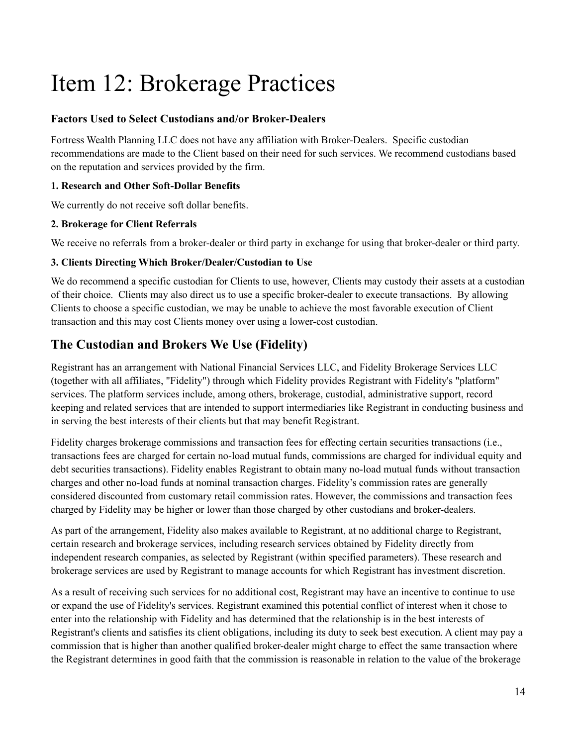# Item 12: Brokerage Practices

### Factors Used to Select Custodians and/or Broker-Dealers

Fortress Wealth Planning LLC does not have any affiliation with Broker-Dealers. Specific custodian recommendations are made to the Client based on their need for such services. We recommend custodians based on the reputation and services provided by the firm.

#### 1. Research and Other Soft-Dollar Benefits

We currently do not receive soft dollar benefits.

#### 2. Brokerage for Client Referrals

We receive no referrals from a broker-dealer or third party in exchange for using that broker-dealer or third party.

#### 3. Clients Directing Which Broker/Dealer/Custodian to Use

We do recommend a specific custodian for Clients to use, however, Clients may custody their assets at a custodian of their choice. Clients may also direct us to use a specific broker-dealer to execute transactions. By allowing Clients to choose a specific custodian, we may be unable to achieve the most favorable execution of Client transaction and this may cost Clients money over using a lower-cost custodian.

## The Custodian and Brokers We Use (Fidelity)

Registrant has an arrangement with National Financial Services LLC, and Fidelity Brokerage Services LLC (together with all affiliates, "Fidelity") through which Fidelity provides Registrant with Fidelity's "platform" services. The platform services include, among others, brokerage, custodial, administrative support, record keeping and related services that are intended to support intermediaries like Registrant in conducting business and in serving the best interests of their clients but that may benefit Registrant.

Fidelity charges brokerage commissions and transaction fees for effecting certain securities transactions (i.e., transactions fees are charged for certain no-load mutual funds, commissions are charged for individual equity and debt securities transactions). Fidelity enables Registrant to obtain many no-load mutual funds without transaction charges and other no-load funds at nominal transaction charges. Fidelity's commission rates are generally considered discounted from customary retail commission rates. However, the commissions and transaction fees charged by Fidelity may be higher or lower than those charged by other custodians and broker-dealers.

As part of the arrangement, Fidelity also makes available to Registrant, at no additional charge to Registrant, certain research and brokerage services, including research services obtained by Fidelity directly from independent research companies, as selected by Registrant (within specified parameters). These research and brokerage services are used by Registrant to manage accounts for which Registrant has investment discretion.

As a result of receiving such services for no additional cost, Registrant may have an incentive to continue to use or expand the use of Fidelity's services. Registrant examined this potential conflict of interest when it chose to enter into the relationship with Fidelity and has determined that the relationship is in the best interests of Registrant's clients and satisfies its client obligations, including its duty to seek best execution. A client may pay a commission that is higher than another qualified broker-dealer might charge to effect the same transaction where the Registrant determines in good faith that the commission is reasonable in relation to the value of the brokerage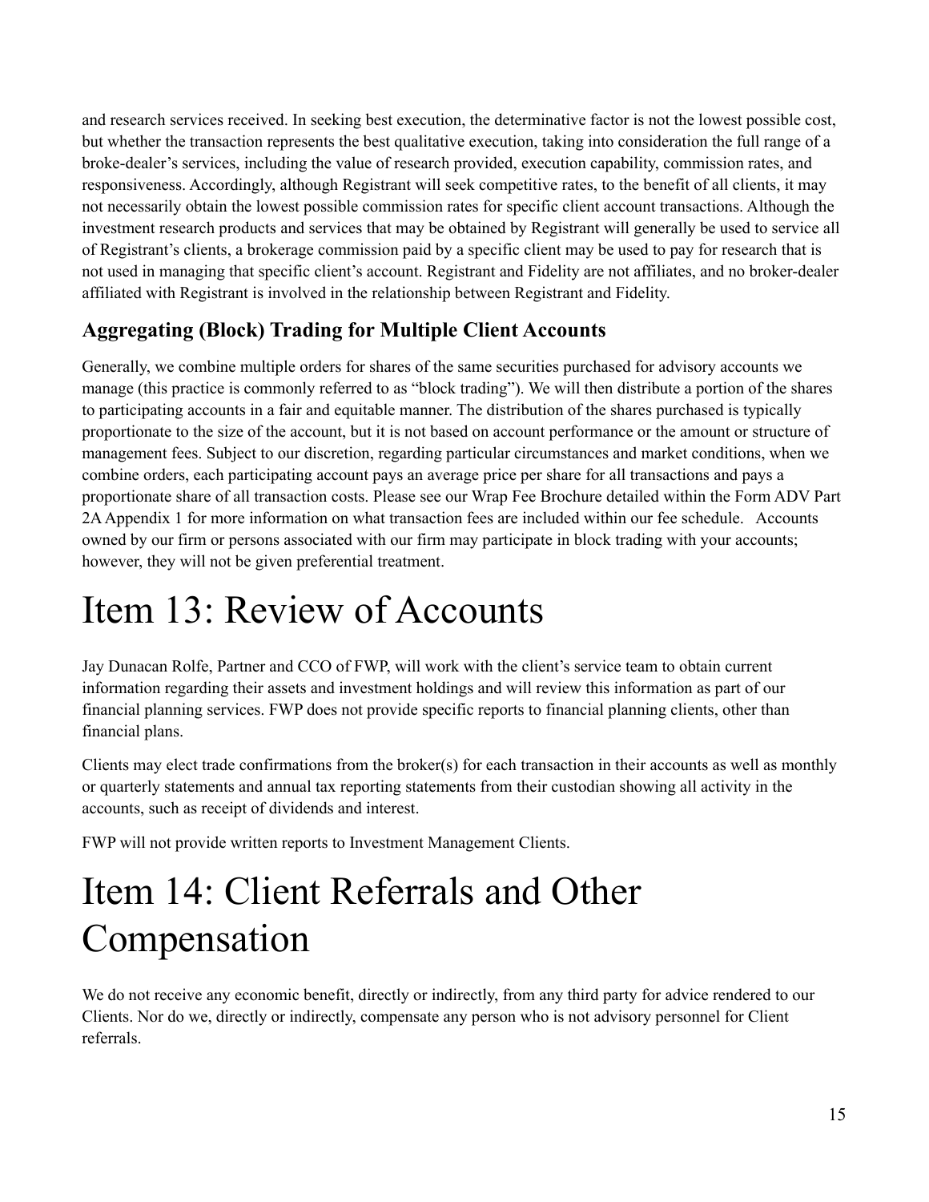and research services received. In seeking best execution, the determinative factor is not the lowest possible cost, but whether the transaction represents the best qualitative execution, taking into consideration the full range of a broke-dealer's services, including the value of research provided, execution capability, commission rates, and responsiveness. Accordingly, although Registrant will seek competitive rates, to the benefit of all clients, it may not necessarily obtain the lowest possible commission rates for specific client account transactions. Although the investment research products and services that may be obtained by Registrant will generally be used to service all of Registrant's clients, a brokerage commission paid by a specific client may be used to pay for research that is not used in managing that specific client's account. Registrant and Fidelity are not affiliates, and no broker-dealer affiliated with Registrant is involved in the relationship between Registrant and Fidelity.

## Aggregating (Block) Trading for Multiple Client Accounts

Generally, we combine multiple orders for shares of the same securities purchased for advisory accounts we manage (this practice is commonly referred to as "block trading"). We will then distribute a portion of the shares to participating accounts in a fair and equitable manner. The distribution of the shares purchased is typically proportionate to the size of the account, but it is not based on account performance or the amount or structure of management fees. Subject to our discretion, regarding particular circumstances and market conditions, when we combine orders, each participating account pays an average price per share for all transactions and pays a proportionate share of all transaction costs. Please see our Wrap Fee Brochure detailed within the Form ADV Part 2A Appendix 1 for more information on what transaction fees are included within our fee schedule. Accounts owned by our firm or persons associated with our firm may participate in block trading with your accounts; however, they will not be given preferential treatment.

# Item 13: Review of Accounts

Jay Dunacan Rolfe, Partner and CCO of FWP, will work with the client's service team to obtain current information regarding their assets and investment holdings and will review this information as part of our financial planning services. FWP does not provide specific reports to financial planning clients, other than financial plans.

Clients may elect trade confirmations from the broker(s) for each transaction in their accounts as well as monthly or quarterly statements and annual tax reporting statements from their custodian showing all activity in the accounts, such as receipt of dividends and interest.

FWP will not provide written reports to Investment Management Clients.

# Item 14: Client Referrals and Other Compensation

We do not receive any economic benefit, directly or indirectly, from any third party for advice rendered to our Clients. Nor do we, directly or indirectly, compensate any person who is not advisory personnel for Client referrals.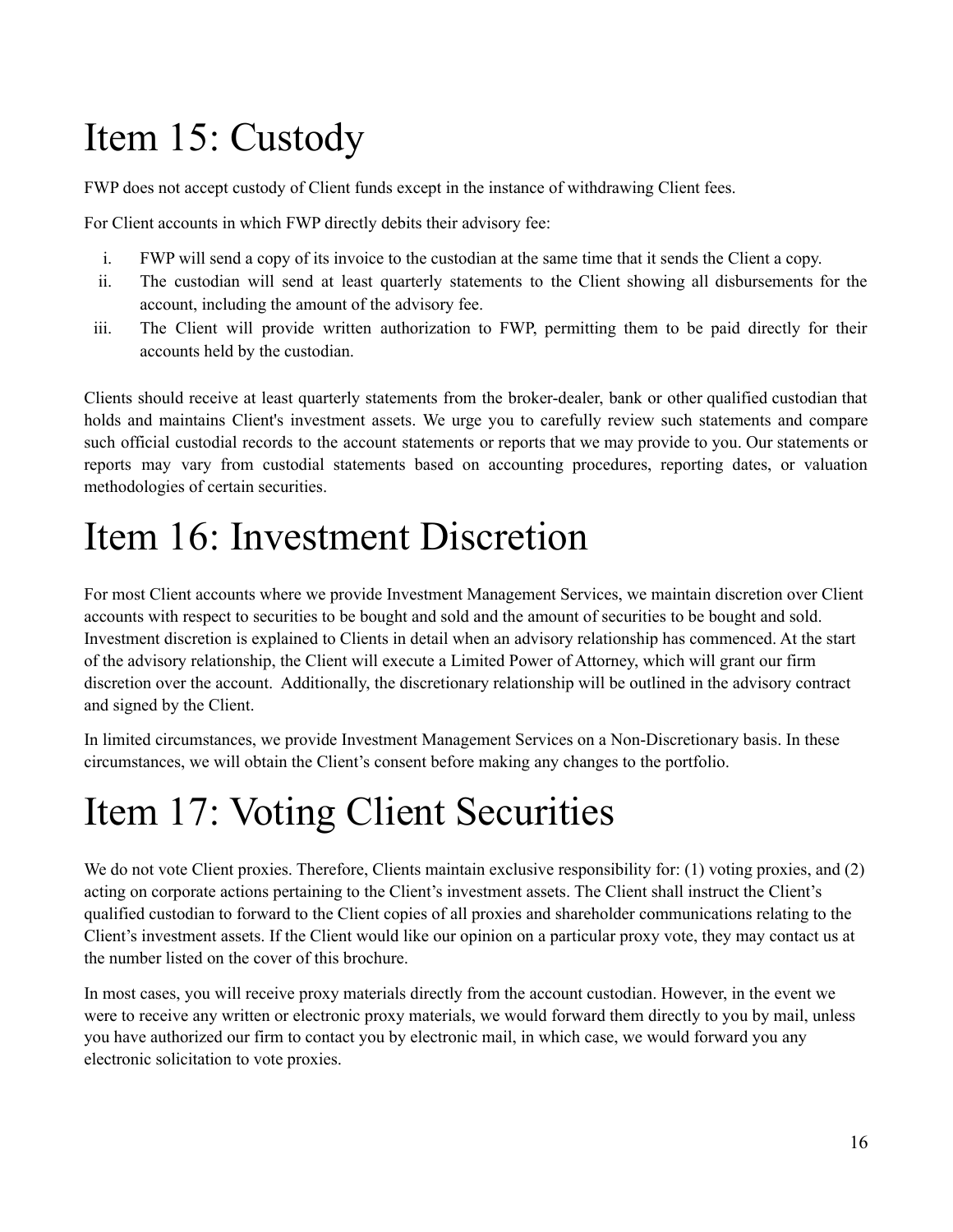# Item 15: Custody

FWP does not accept custody of Client funds except in the instance of withdrawing Client fees.

For Client accounts in which FWP directly debits their advisory fee:

i. FWP will send a copy of its invoice to the custodian at the same time that it sends the Client a copy.
ii. The custodian will send at least quarterly statements to the Client showing all disbursements for the account, including the amount of the advisory fee.
iii. The Client will provide written authorization to FWP, permitting them to be paid directly for their accounts held by the custodian.

Clients should receive at least quarterly statements from the broker-dealer, bank or other qualified custodian that holds and maintains Client's investment assets. We urge you to carefully review such statements and compare such official custodial records to the account statements or reports that we may provide to you. Our statements or reports may vary from custodial statements based on accounting procedures, reporting dates, or valuation methodologies of certain securities.

# Item 16: Investment Discretion

For most Client accounts where we provide Investment Management Services, we maintain discretion over Client accounts with respect to securities to be bought and sold and the amount of securities to be bought and sold. Investment discretion is explained to Clients in detail when an advisory relationship has commenced. At the start of the advisory relationship, the Client will execute a Limited Power of Attorney, which will grant our firm discretion over the account. Additionally, the discretionary relationship will be outlined in the advisory contract and signed by the Client.

In limited circumstances, we provide Investment Management Services on a Non-Discretionary basis. In these circumstances, we will obtain the Client's consent before making any changes to the portfolio.

# Item 17: Voting Client Securities

We do not vote Client proxies. Therefore, Clients maintain exclusive responsibility for: (1) voting proxies, and (2) acting on corporate actions pertaining to the Client's investment assets. The Client shall instruct the Client's qualified custodian to forward to the Client copies of all proxies and shareholder communications relating to the Client's investment assets. If the Client would like our opinion on a particular proxy vote, they may contact us at the number listed on the cover of this brochure.

In most cases, you will receive proxy materials directly from the account custodian. However, in the event we were to receive any written or electronic proxy materials, we would forward them directly to you by mail, unless you have authorized our firm to contact you by electronic mail, in which case, we would forward you any electronic solicitation to vote proxies.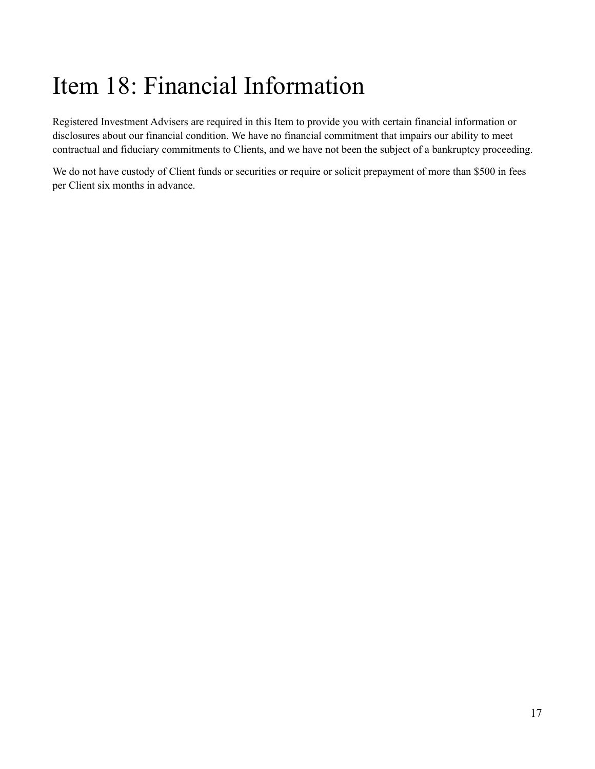# Item 18: Financial Information

Registered Investment Advisers are required in this Item to provide you with certain financial information or disclosures about our financial condition. We have no financial commitment that impairs our ability to meet contractual and fiduciary commitments to Clients, and we have not been the subject of a bankruptcy proceeding.

We do not have custody of Client funds or securities or require or solicit prepayment of more than $500 in fees per Client six months in advance.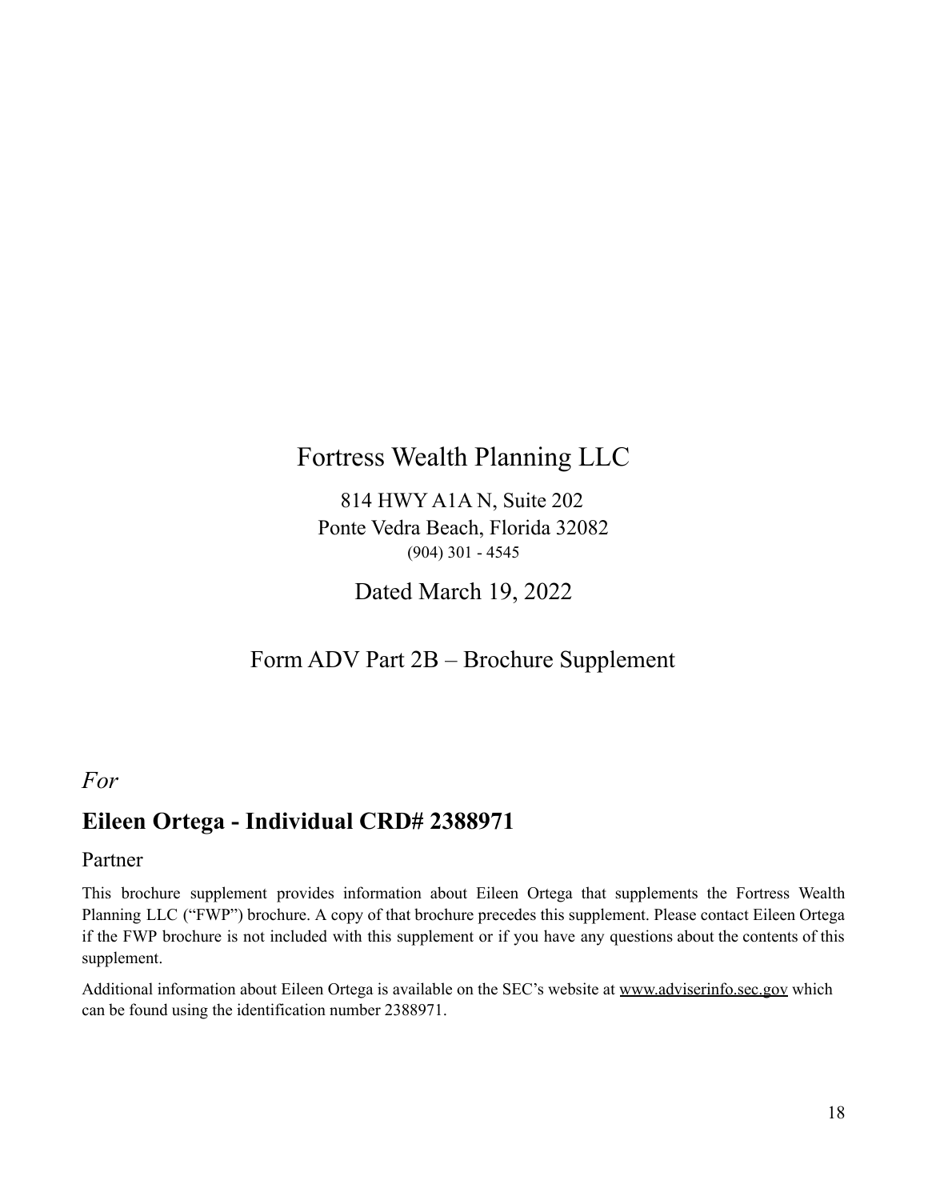# Fortress Wealth Planning LLC

814 HWY A1A N, Suite 202
Ponte Vedra Beach, Florida 32082
(904) 301 - 4545

Dated March 19, 2022

## Form ADV Part 2B – Brochure Supplement

*For*

## Eileen Ortega - Individual CRD# 2388971

Partner

This brochure supplement provides information about Eileen Ortega that supplements the Fortress Wealth Planning LLC ("FWP") brochure. A copy of that brochure precedes this supplement. Please contact Eileen Ortega if the FWP brochure is not included with this supplement or if you have any questions about the contents of this supplement.

Additional information about Eileen Ortega is available on the SEC's website at www.adviserinfo.sec.gov which can be found using the identification number 2388971.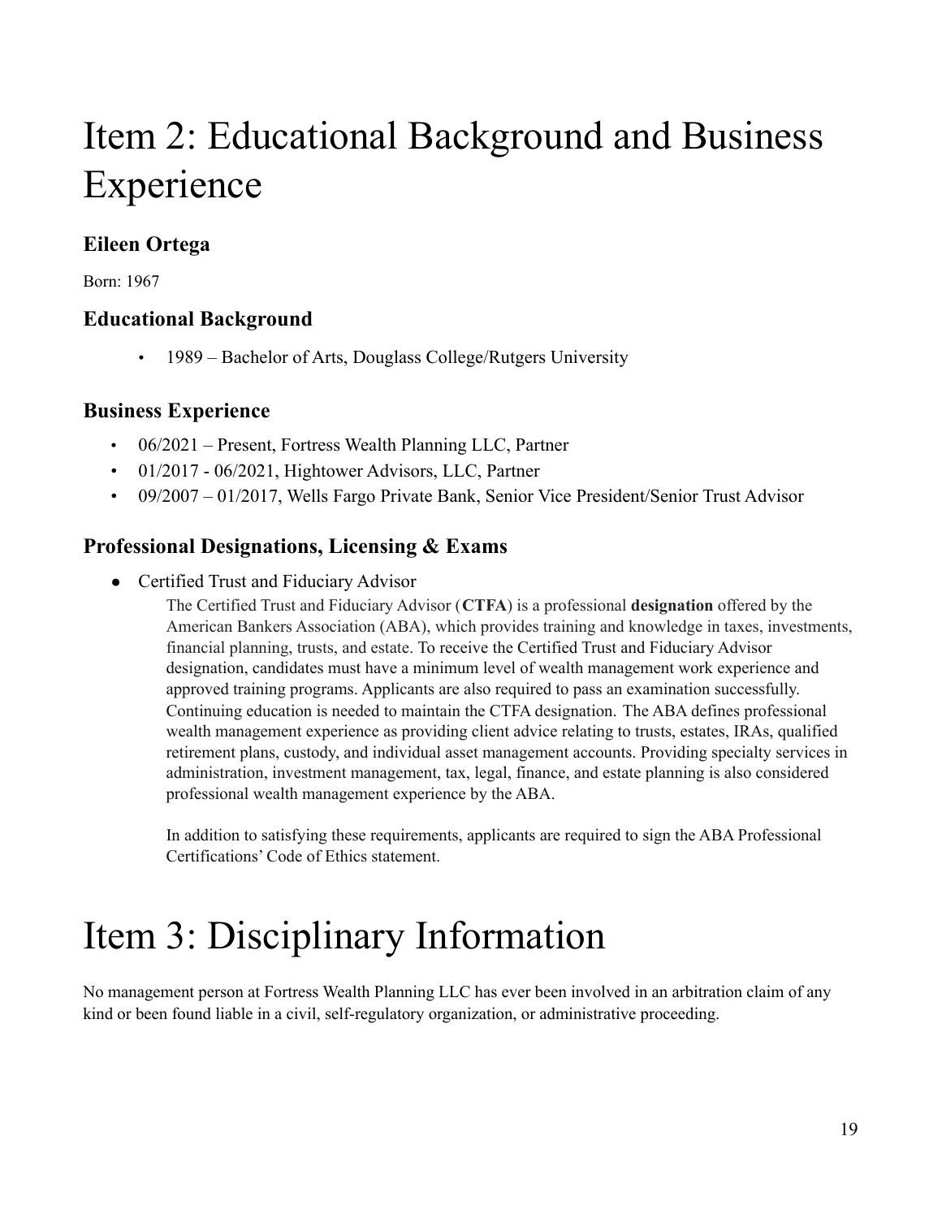# Item 2: Educational Background and Business Experience

## Eileen Ortega

Born: 1967

## Educational Background

- 1989 – Bachelor of Arts, Douglass College/Rutgers University

## Business Experience

- 06/2021 – Present, Fortress Wealth Planning LLC, Partner
- 01/2017 - 06/2021, Hightower Advisors, LLC, Partner
- 09/2007 – 01/2017, Wells Fargo Private Bank, Senior Vice President/Senior Trust Advisor

## Professional Designations, Licensing & Exams

- Certified Trust and Fiduciary Advisor

  The Certified Trust and Fiduciary Advisor (**CTFA**) is a professional **designation** offered by the American Bankers Association (ABA), which provides training and knowledge in taxes, investments, financial planning, trusts, and estate. To receive the Certified Trust and Fiduciary Advisor designation, candidates must have a minimum level of wealth management work experience and approved training programs. Applicants are also required to pass an examination successfully. Continuing education is needed to maintain the CTFA designation. The ABA defines professional wealth management experience as providing client advice relating to trusts, estates, IRAs, qualified retirement plans, custody, and individual asset management accounts. Providing specialty services in administration, investment management, tax, legal, finance, and estate planning is also considered professional wealth management experience by the ABA.

  In addition to satisfying these requirements, applicants are required to sign the ABA Professional Certifications' Code of Ethics statement.

# Item 3: Disciplinary Information

No management person at Fortress Wealth Planning LLC has ever been involved in an arbitration claim of any kind or been found liable in a civil, self-regulatory organization, or administrative proceeding.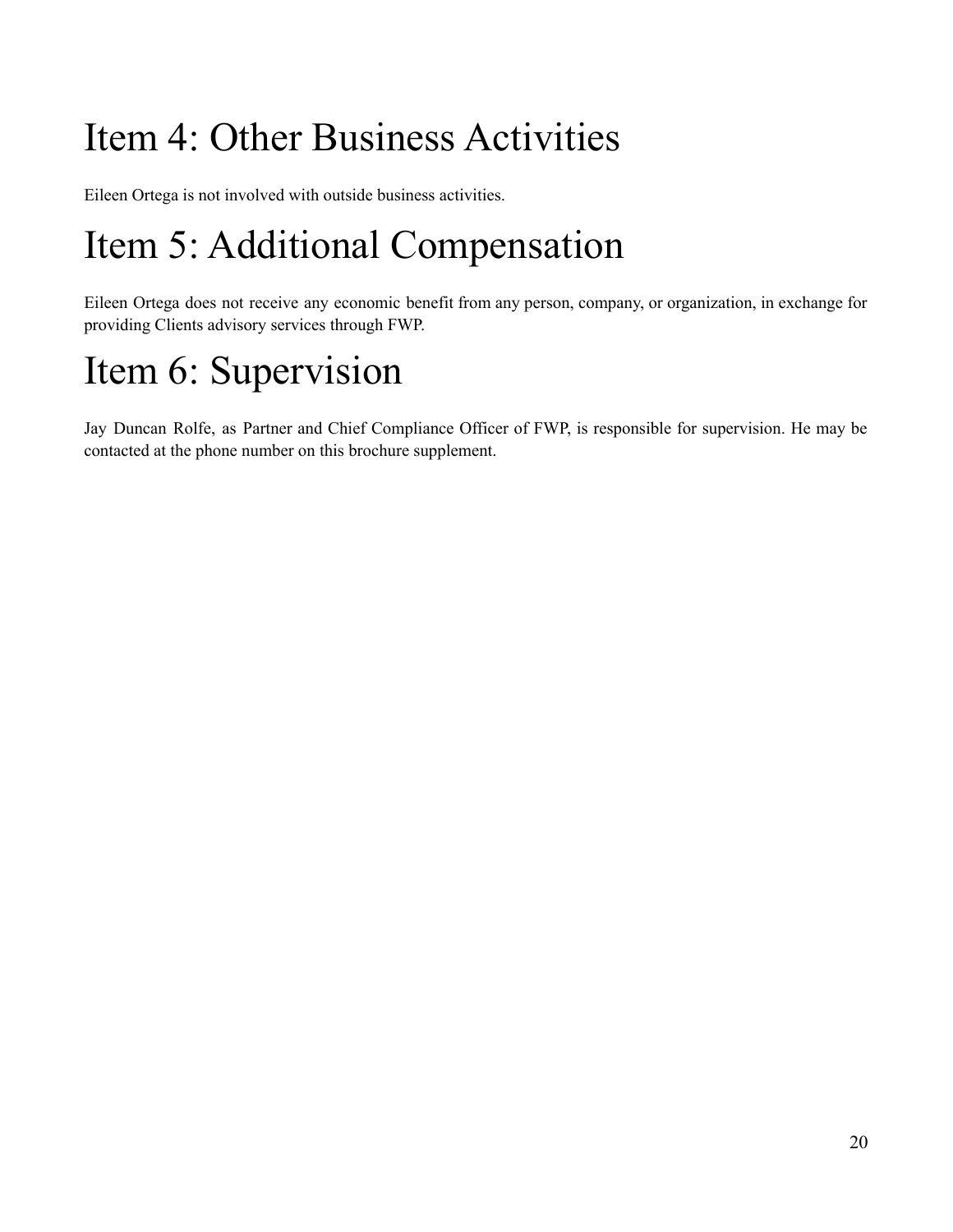# Item 4: Other Business Activities

Eileen Ortega is not involved with outside business activities.

# Item 5: Additional Compensation

Eileen Ortega does not receive any economic benefit from any person, company, or organization, in exchange for providing Clients advisory services through FWP.

# Item 6: Supervision

Jay Duncan Rolfe, as Partner and Chief Compliance Officer of FWP, is responsible for supervision. He may be contacted at the phone number on this brochure supplement.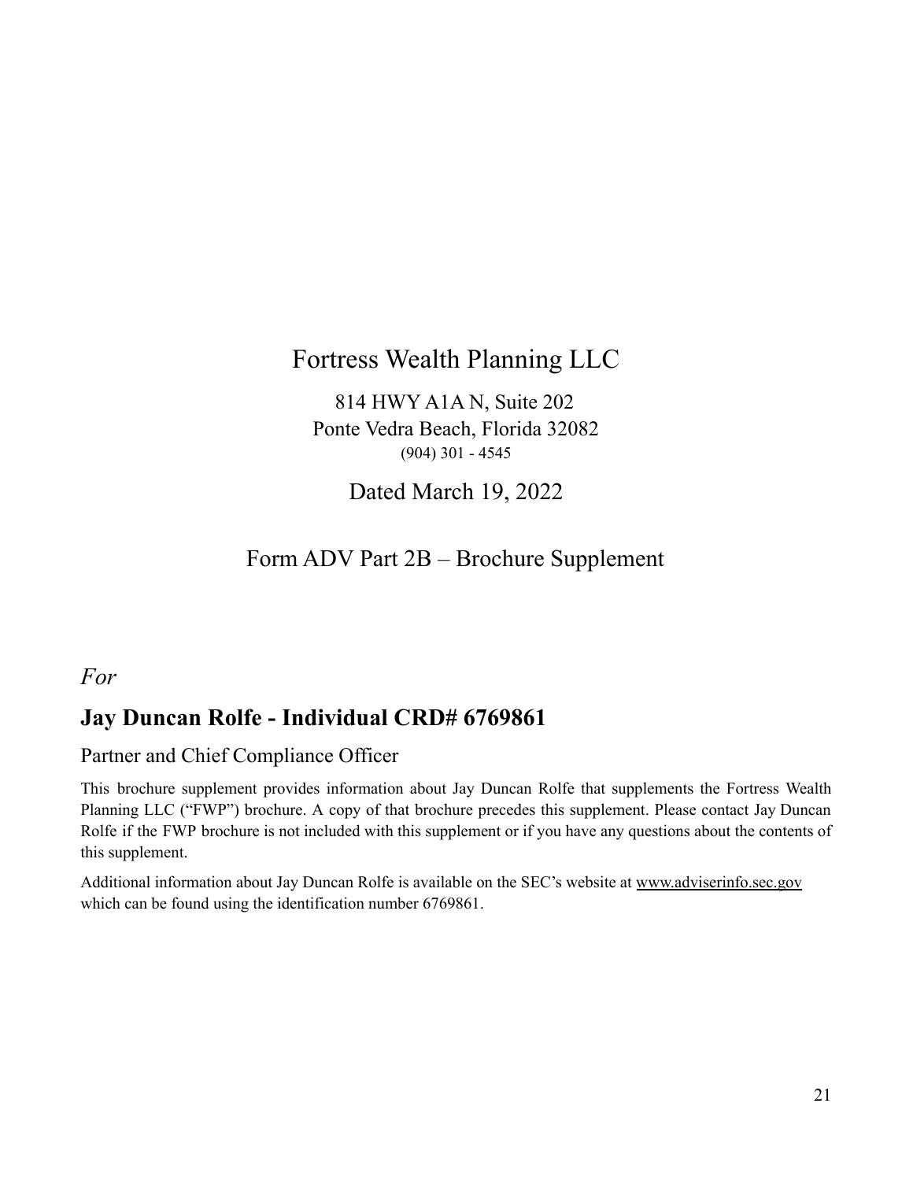# Fortress Wealth Planning LLC

814 HWY A1A N, Suite 202
Ponte Vedra Beach, Florida 32082
(904) 301 - 4545

Dated March 19, 2022

## Form ADV Part 2B – Brochure Supplement

*For*

## Jay Duncan Rolfe - Individual CRD# 6769861

### Partner and Chief Compliance Officer

This brochure supplement provides information about Jay Duncan Rolfe that supplements the Fortress Wealth Planning LLC ("FWP") brochure. A copy of that brochure precedes this supplement. Please contact Jay Duncan Rolfe if the FWP brochure is not included with this supplement or if you have any questions about the contents of this supplement.

Additional information about Jay Duncan Rolfe is available on the SEC's website at www.adviserinfo.sec.gov which can be found using the identification number 6769861.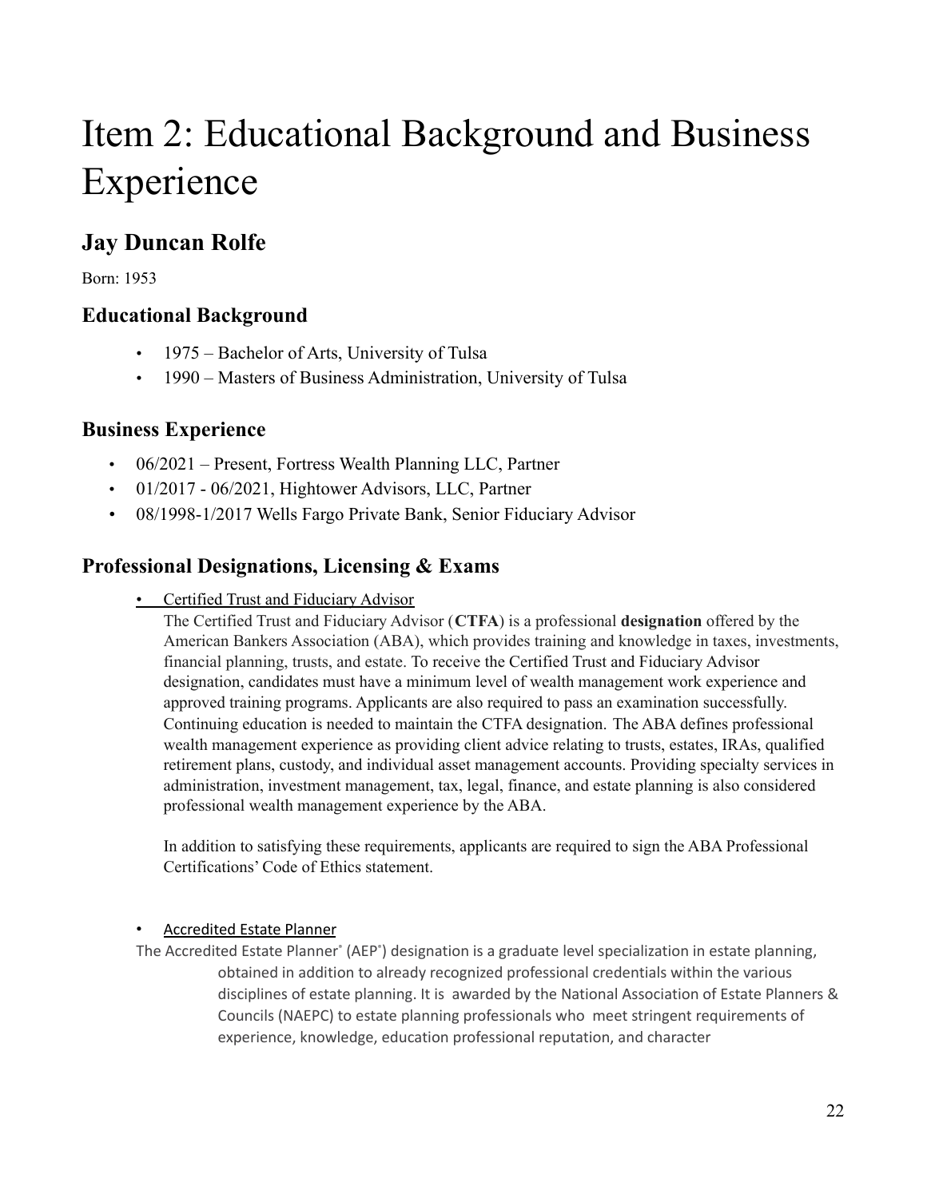# Item 2: Educational Background and Business Experience

## Jay Duncan Rolfe

Born: 1953

### Educational Background

- 1975 – Bachelor of Arts, University of Tulsa
- 1990 – Masters of Business Administration, University of Tulsa

### Business Experience

- 06/2021 – Present, Fortress Wealth Planning LLC, Partner
- 01/2017 - 06/2021, Hightower Advisors, LLC, Partner
- 08/1998-1/2017 Wells Fargo Private Bank, Senior Fiduciary Advisor

### Professional Designations, Licensing & Exams

- Certified Trust and Fiduciary Advisor

  The Certified Trust and Fiduciary Advisor (**CTFA**) is a professional **designation** offered by the American Bankers Association (ABA), which provides training and knowledge in taxes, investments, financial planning, trusts, and estate. To receive the Certified Trust and Fiduciary Advisor designation, candidates must have a minimum level of wealth management work experience and approved training programs. Applicants are also required to pass an examination successfully. Continuing education is needed to maintain the CTFA designation. The ABA defines professional wealth management experience as providing client advice relating to trusts, estates, IRAs, qualified retirement plans, custody, and individual asset management accounts. Providing specialty services in administration, investment management, tax, legal, finance, and estate planning is also considered professional wealth management experience by the ABA.

  In addition to satisfying these requirements, applicants are required to sign the ABA Professional Certifications' Code of Ethics statement.

- Accredited Estate Planner

The Accredited Estate Planner® (AEP®) designation is a graduate level specialization in estate planning, obtained in addition to already recognized professional credentials within the various disciplines of estate planning. It is awarded by the National Association of Estate Planners & Councils (NAEPC) to estate planning professionals who meet stringent requirements of experience, knowledge, education professional reputation, and character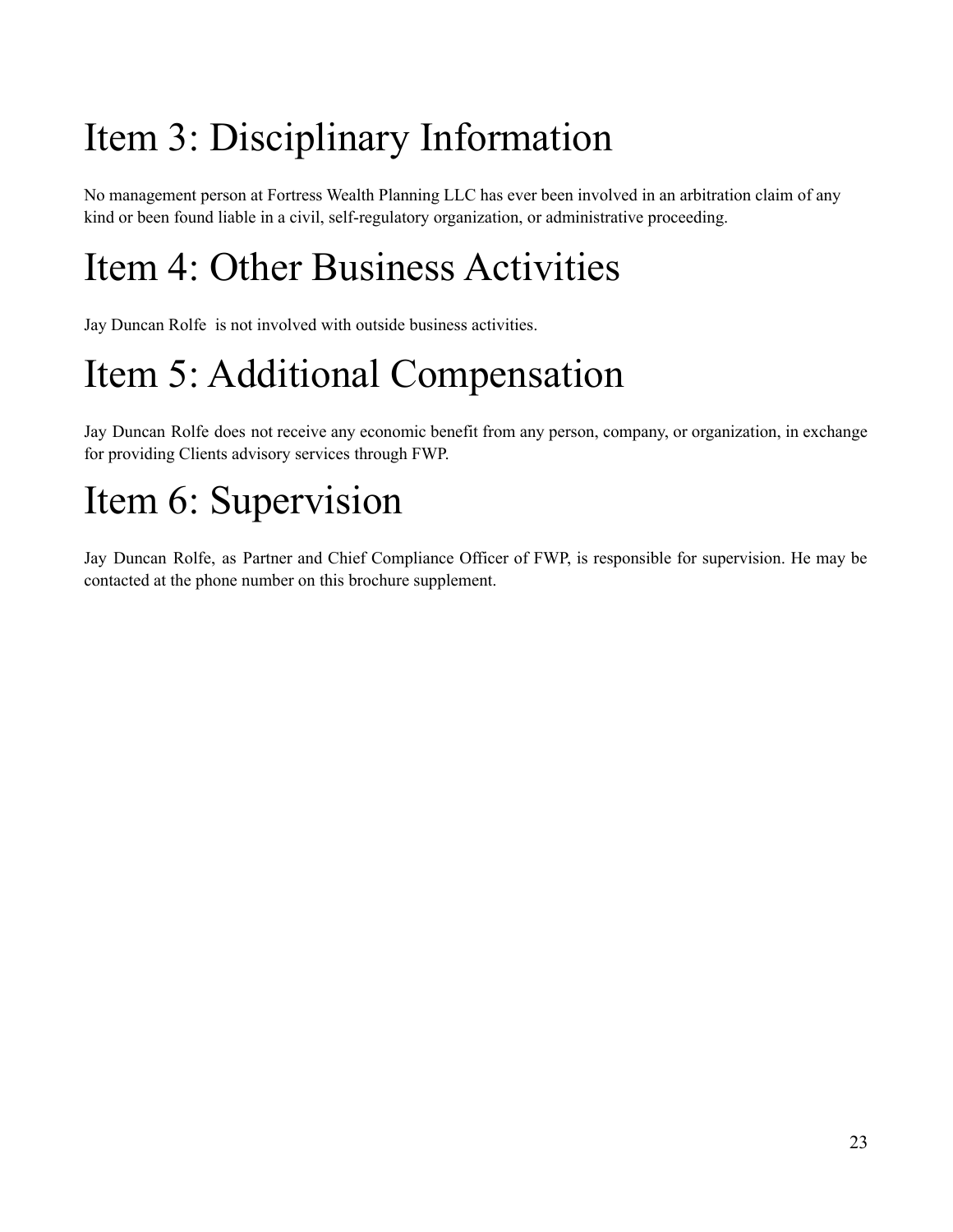# Item 3: Disciplinary Information

No management person at Fortress Wealth Planning LLC has ever been involved in an arbitration claim of any kind or been found liable in a civil, self-regulatory organization, or administrative proceeding.

# Item 4: Other Business Activities

Jay Duncan Rolfe is not involved with outside business activities.

# Item 5: Additional Compensation

Jay Duncan Rolfe does not receive any economic benefit from any person, company, or organization, in exchange for providing Clients advisory services through FWP.

# Item 6: Supervision

Jay Duncan Rolfe, as Partner and Chief Compliance Officer of FWP, is responsible for supervision. He may be contacted at the phone number on this brochure supplement.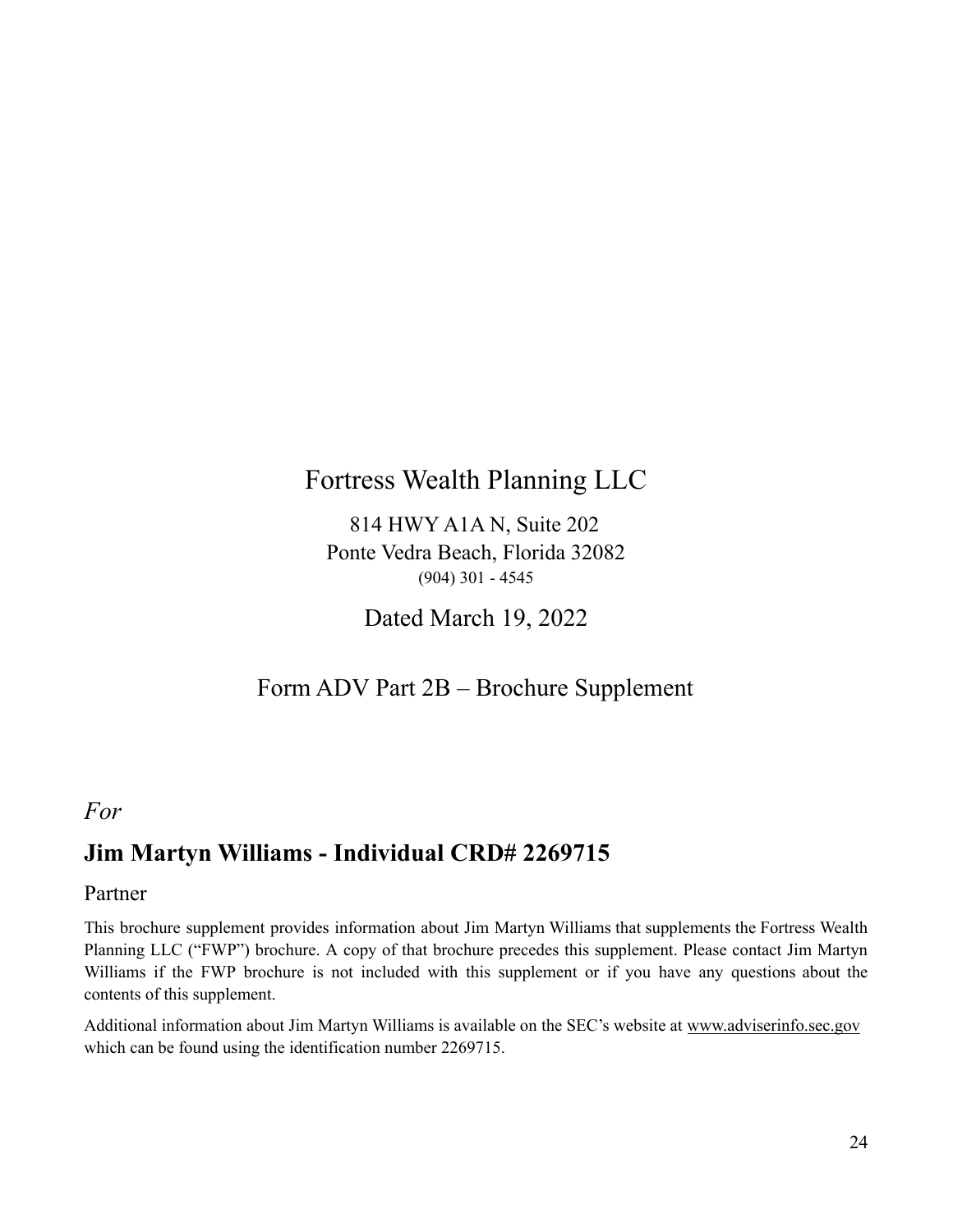# Fortress Wealth Planning LLC

814 HWY A1A N, Suite 202
Ponte Vedra Beach, Florida 32082
(904) 301 - 4545

Dated March 19, 2022

## Form ADV Part 2B – Brochure Supplement

*For*

## Jim Martyn Williams - Individual CRD# 2269715

Partner

This brochure supplement provides information about Jim Martyn Williams that supplements the Fortress Wealth Planning LLC ("FWP") brochure. A copy of that brochure precedes this supplement. Please contact Jim Martyn Williams if the FWP brochure is not included with this supplement or if you have any questions about the contents of this supplement.

Additional information about Jim Martyn Williams is available on the SEC's website at www.adviserinfo.sec.gov which can be found using the identification number 2269715.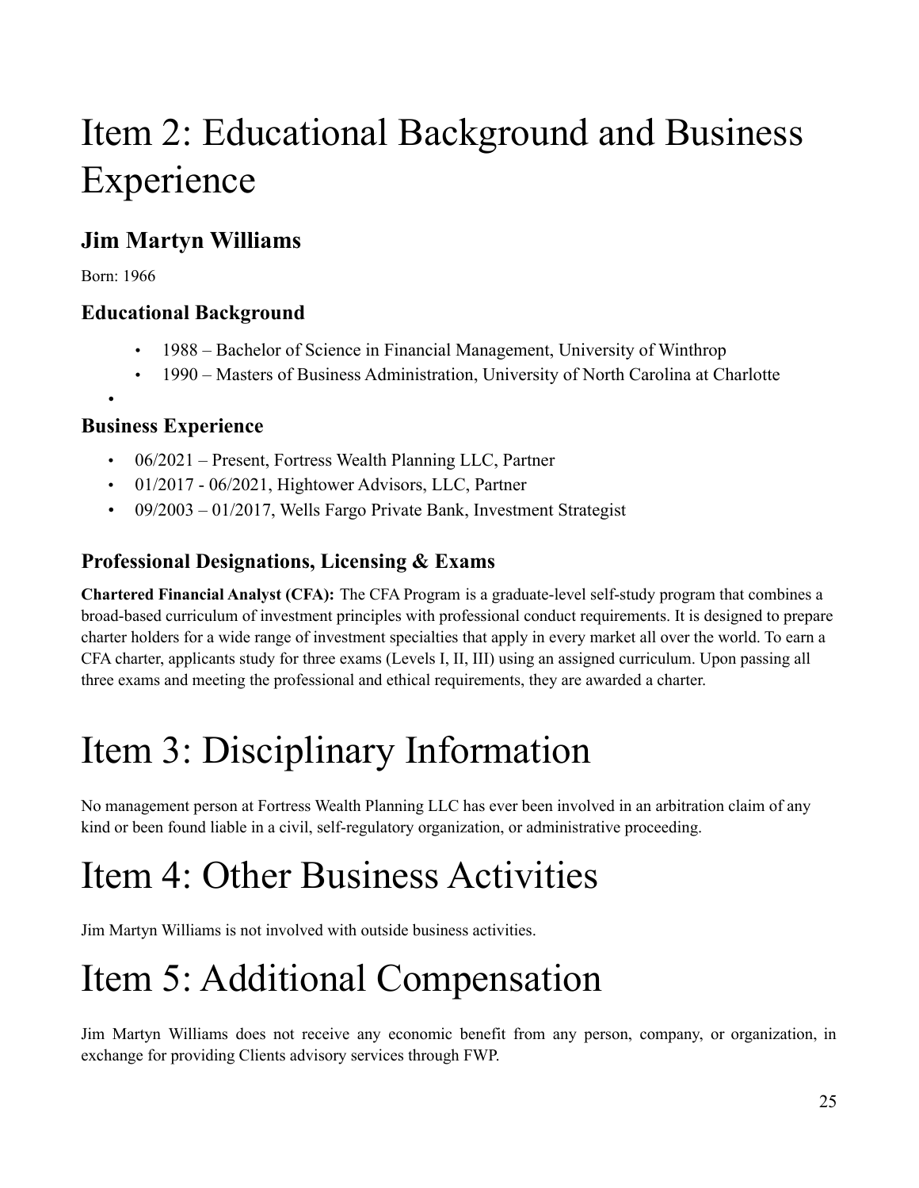# Item 2: Educational Background and Business Experience

## Jim Martyn Williams

Born: 1966

### Educational Background

- 1988 – Bachelor of Science in Financial Management, University of Winthrop
- 1990 – Masters of Business Administration, University of North Carolina at Charlotte

### Business Experience

- 06/2021 – Present, Fortress Wealth Planning LLC, Partner
- 01/2017 - 06/2021, Hightower Advisors, LLC, Partner
- 09/2003 – 01/2017, Wells Fargo Private Bank, Investment Strategist

### Professional Designations, Licensing & Exams

**Chartered Financial Analyst (CFA):** The CFA Program is a graduate-level self-study program that combines a broad-based curriculum of investment principles with professional conduct requirements. It is designed to prepare charter holders for a wide range of investment specialties that apply in every market all over the world. To earn a CFA charter, applicants study for three exams (Levels I, II, III) using an assigned curriculum. Upon passing all three exams and meeting the professional and ethical requirements, they are awarded a charter.

# Item 3: Disciplinary Information

No management person at Fortress Wealth Planning LLC has ever been involved in an arbitration claim of any kind or been found liable in a civil, self-regulatory organization, or administrative proceeding.

# Item 4: Other Business Activities

Jim Martyn Williams is not involved with outside business activities.

# Item 5: Additional Compensation

Jim Martyn Williams does not receive any economic benefit from any person, company, or organization, in exchange for providing Clients advisory services through FWP.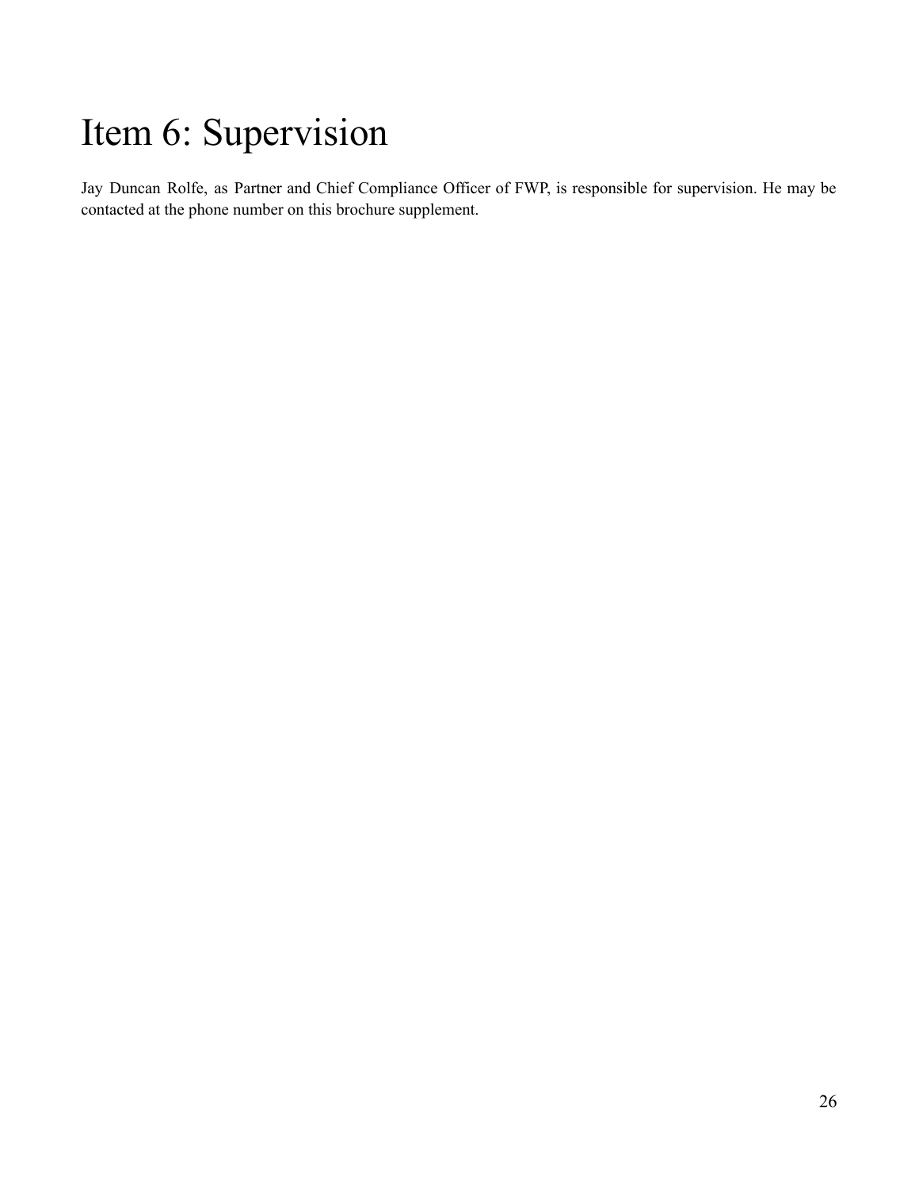# Item 6: Supervision

Jay Duncan Rolfe, as Partner and Chief Compliance Officer of FWP, is responsible for supervision. He may be contacted at the phone number on this brochure supplement.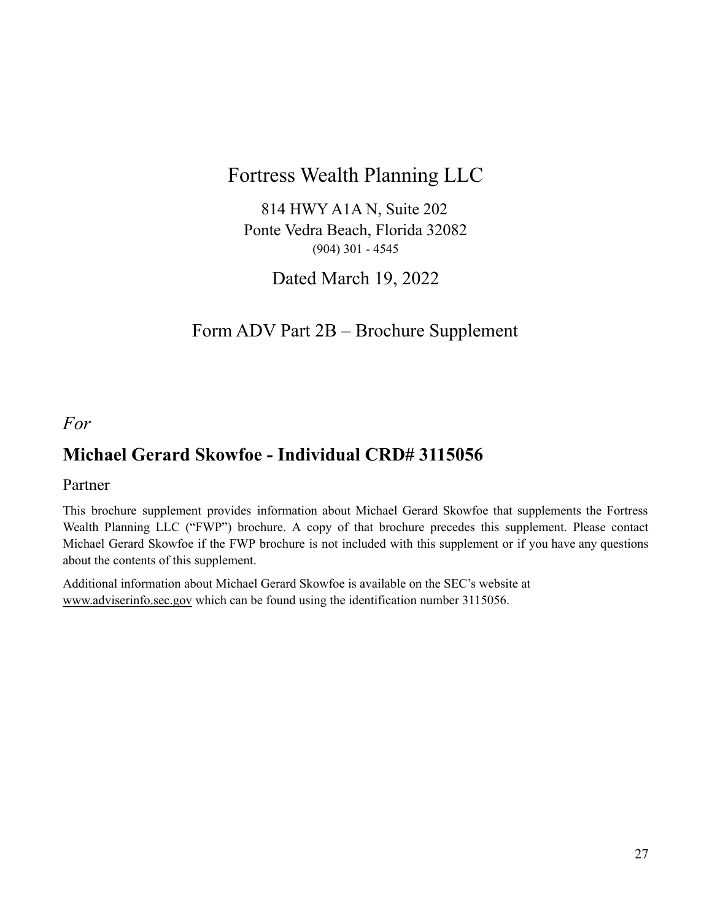# Fortress Wealth Planning LLC

814 HWY A1A N, Suite 202
Ponte Vedra Beach, Florida 32082
(904) 301 - 4545

Dated March 19, 2022

## Form ADV Part 2B – Brochure Supplement

*For*

## Michael Gerard Skowfoe - Individual CRD# 3115056

Partner

This brochure supplement provides information about Michael Gerard Skowfoe that supplements the Fortress Wealth Planning LLC ("FWP") brochure. A copy of that brochure precedes this supplement. Please contact Michael Gerard Skowfoe if the FWP brochure is not included with this supplement or if you have any questions about the contents of this supplement.

Additional information about Michael Gerard Skowfoe is available on the SEC's website at www.adviserinfo.sec.gov which can be found using the identification number 3115056.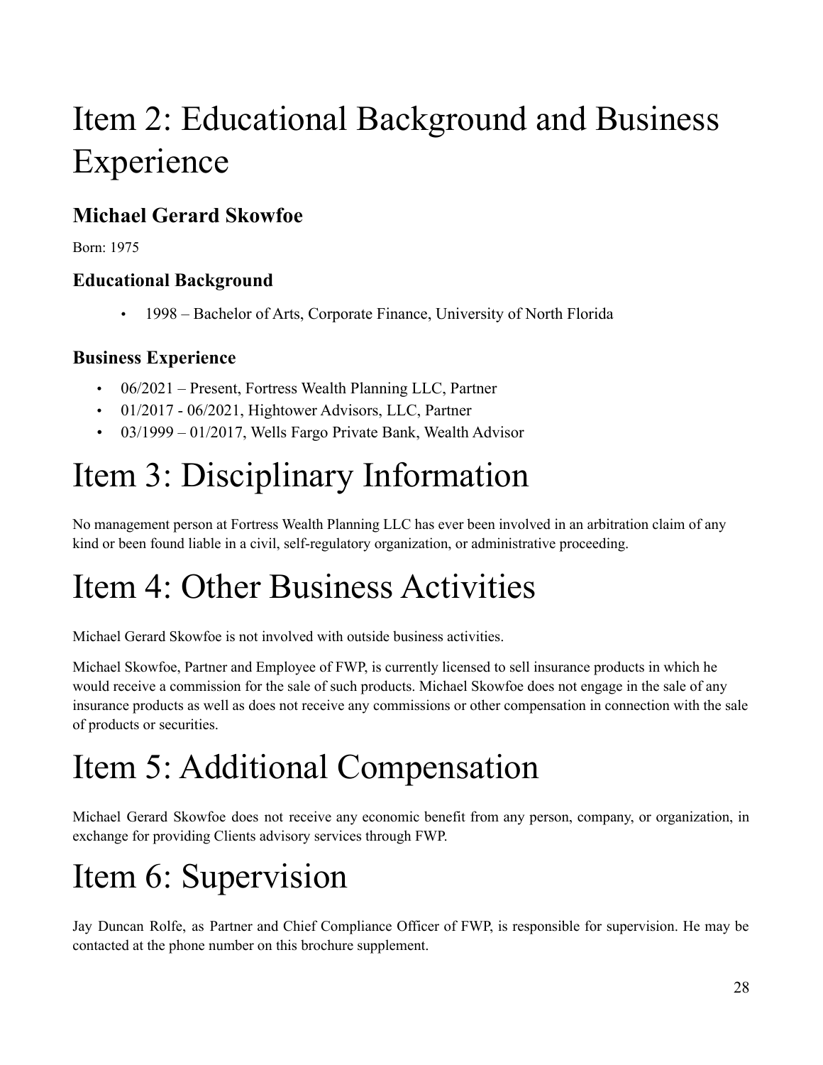# Item 2: Educational Background and Business Experience

## Michael Gerard Skowfoe

Born: 1975

### Educational Background

- 1998 – Bachelor of Arts, Corporate Finance, University of North Florida

### Business Experience

- 06/2021 – Present, Fortress Wealth Planning LLC, Partner
- 01/2017 - 06/2021, Hightower Advisors, LLC, Partner
- 03/1999 – 01/2017, Wells Fargo Private Bank, Wealth Advisor

# Item 3: Disciplinary Information

No management person at Fortress Wealth Planning LLC has ever been involved in an arbitration claim of any kind or been found liable in a civil, self-regulatory organization, or administrative proceeding.

# Item 4: Other Business Activities

Michael Gerard Skowfoe is not involved with outside business activities.

Michael Skowfoe, Partner and Employee of FWP, is currently licensed to sell insurance products in which he would receive a commission for the sale of such products. Michael Skowfoe does not engage in the sale of any insurance products as well as does not receive any commissions or other compensation in connection with the sale of products or securities.

# Item 5: Additional Compensation

Michael Gerard Skowfoe does not receive any economic benefit from any person, company, or organization, in exchange for providing Clients advisory services through FWP.

# Item 6: Supervision

Jay Duncan Rolfe, as Partner and Chief Compliance Officer of FWP, is responsible for supervision. He may be contacted at the phone number on this brochure supplement.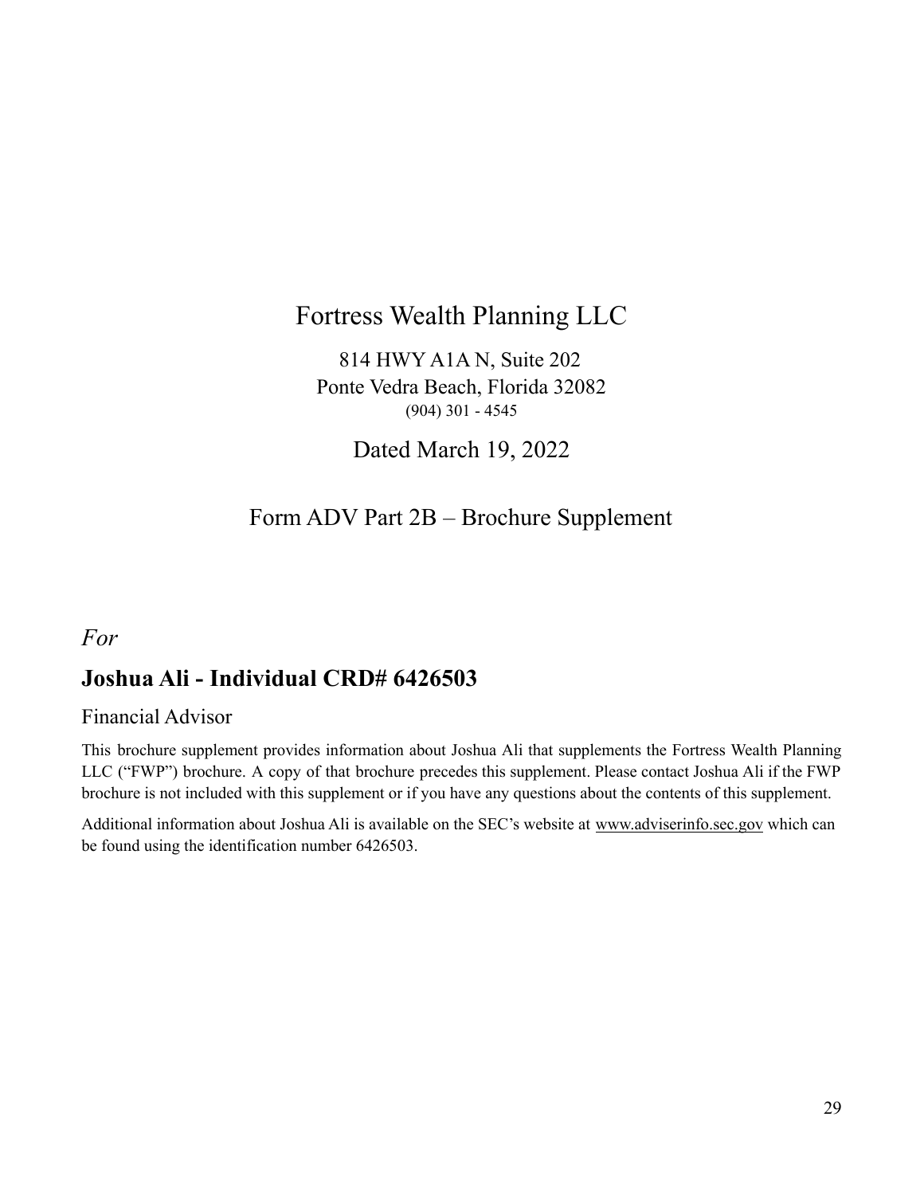# Fortress Wealth Planning LLC

814 HWY A1A N, Suite 202
Ponte Vedra Beach, Florida 32082
(904) 301 - 4545

Dated March 19, 2022

## Form ADV Part 2B – Brochure Supplement

*For*

## **Joshua Ali - Individual CRD# 6426503**

Financial Advisor

This brochure supplement provides information about Joshua Ali that supplements the Fortress Wealth Planning LLC ("FWP") brochure. A copy of that brochure precedes this supplement. Please contact Joshua Ali if the FWP brochure is not included with this supplement or if you have any questions about the contents of this supplement.

Additional information about Joshua Ali is available on the SEC's website at www.adviserinfo.sec.gov which can be found using the identification number 6426503.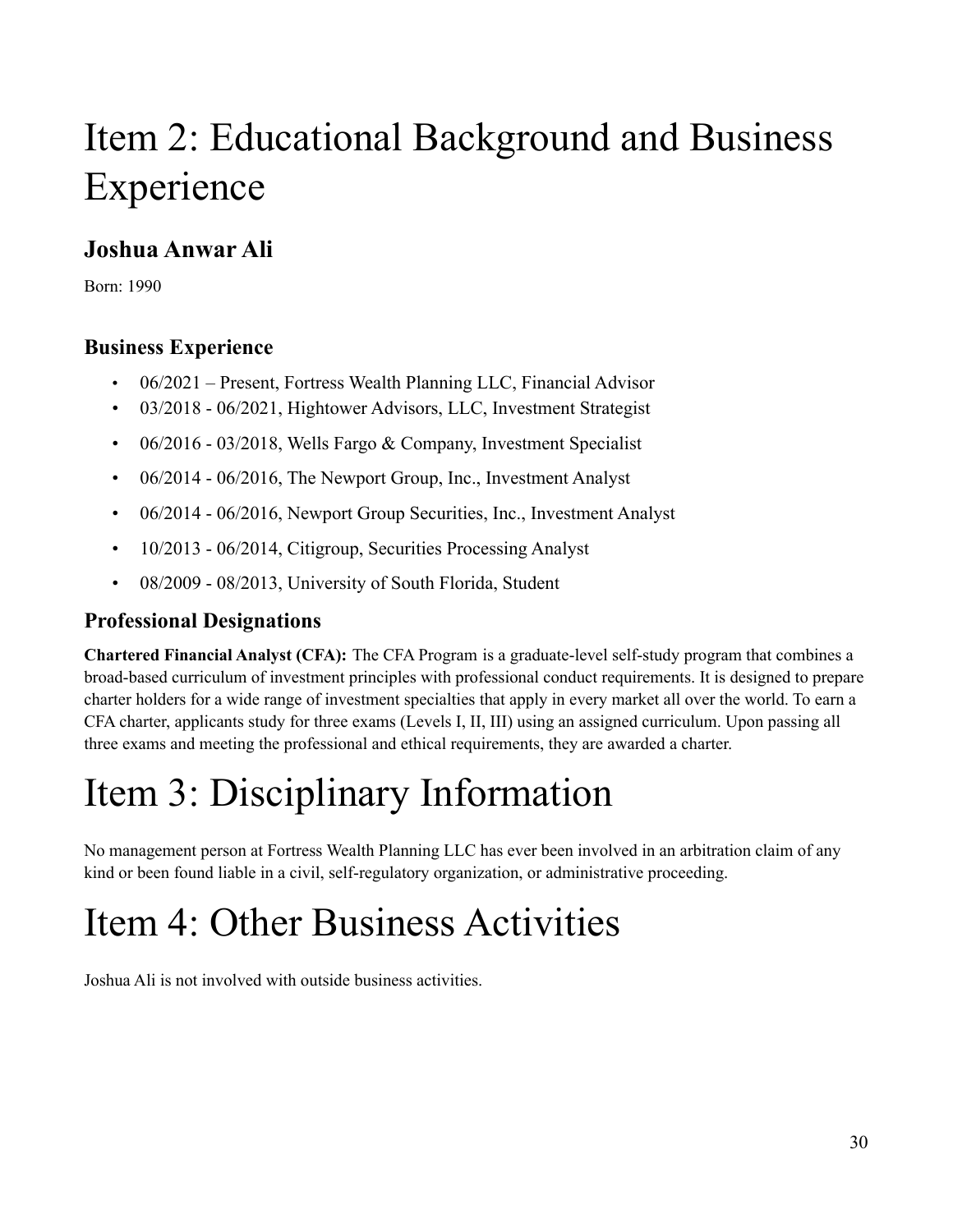# Item 2: Educational Background and Business Experience

## Joshua Anwar Ali

Born: 1990

### Business Experience

- 06/2021 – Present, Fortress Wealth Planning LLC, Financial Advisor
- 03/2018 - 06/2021, Hightower Advisors, LLC, Investment Strategist
- 06/2016 - 03/2018, Wells Fargo & Company, Investment Specialist
- 06/2014 - 06/2016, The Newport Group, Inc., Investment Analyst
- 06/2014 - 06/2016, Newport Group Securities, Inc., Investment Analyst
- 10/2013 - 06/2014, Citigroup, Securities Processing Analyst
- 08/2009 - 08/2013, University of South Florida, Student

### Professional Designations

**Chartered Financial Analyst (CFA):** The CFA Program is a graduate-level self-study program that combines a broad-based curriculum of investment principles with professional conduct requirements. It is designed to prepare charter holders for a wide range of investment specialties that apply in every market all over the world. To earn a CFA charter, applicants study for three exams (Levels I, II, III) using an assigned curriculum. Upon passing all three exams and meeting the professional and ethical requirements, they are awarded a charter.

# Item 3: Disciplinary Information

No management person at Fortress Wealth Planning LLC has ever been involved in an arbitration claim of any kind or been found liable in a civil, self-regulatory organization, or administrative proceeding.

# Item 4: Other Business Activities

Joshua Ali is not involved with outside business activities.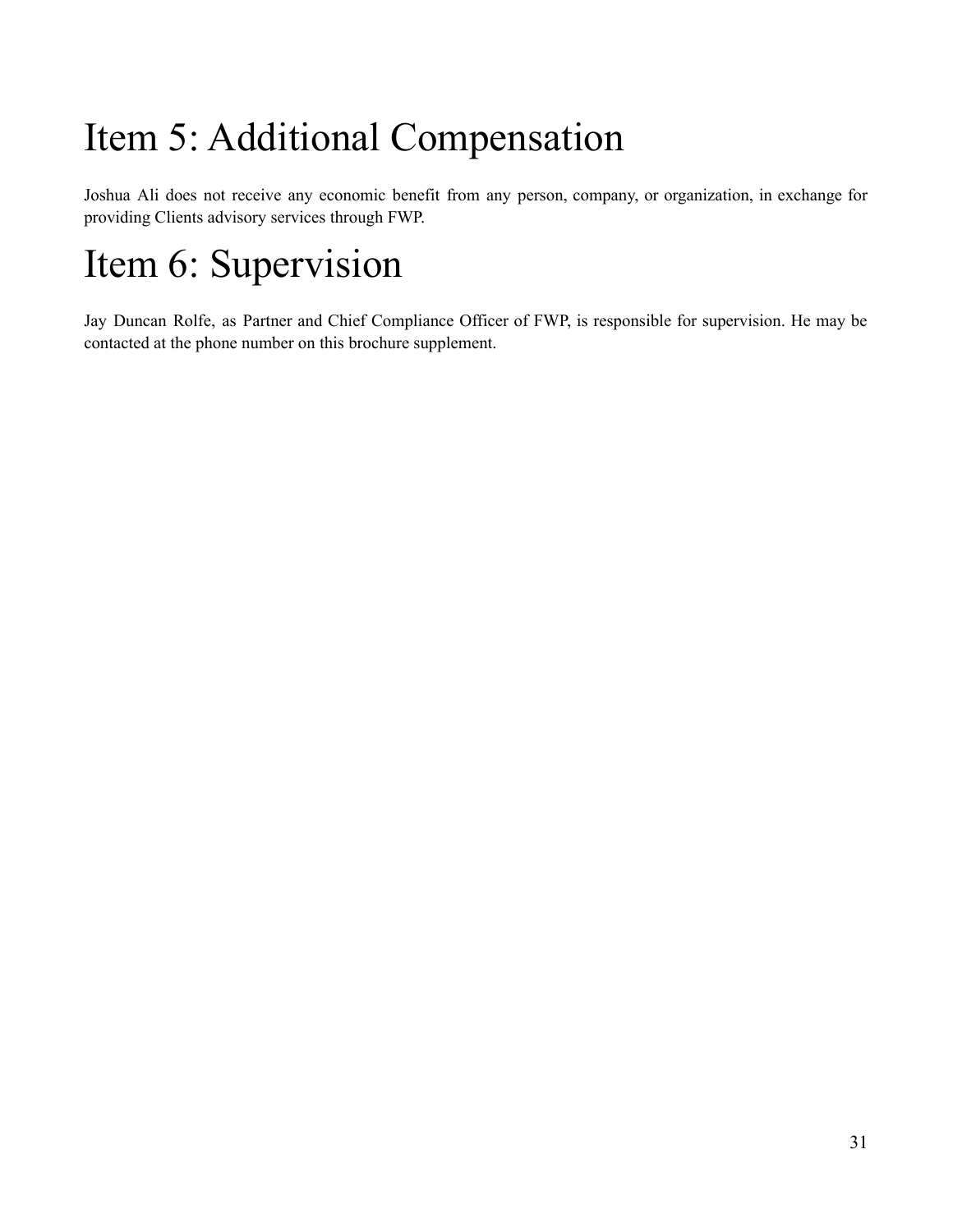# Item 5: Additional Compensation

Joshua Ali does not receive any economic benefit from any person, company, or organization, in exchange for providing Clients advisory services through FWP.

# Item 6: Supervision

Jay Duncan Rolfe, as Partner and Chief Compliance Officer of FWP, is responsible for supervision. He may be contacted at the phone number on this brochure supplement.